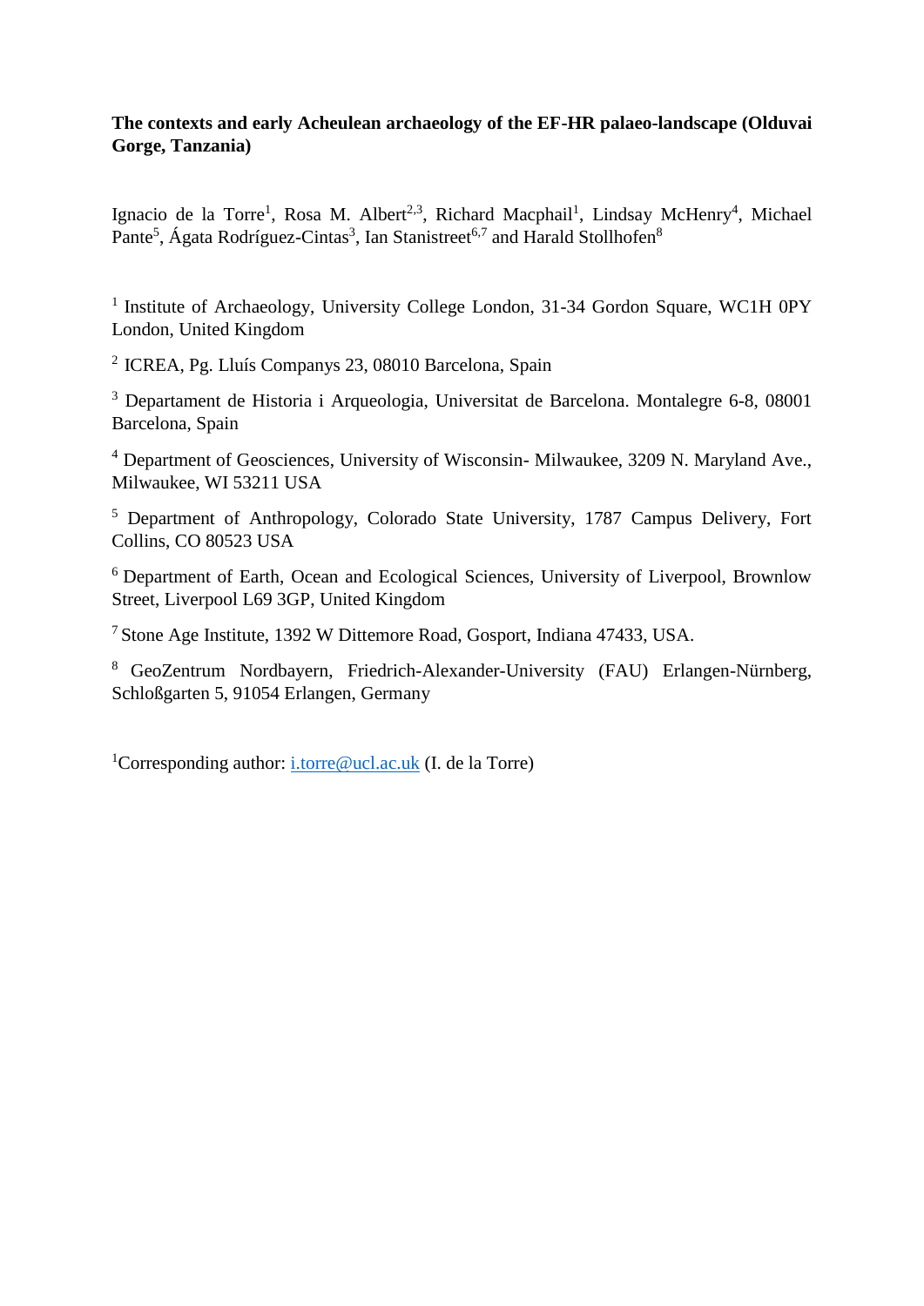**The contexts and early Acheulean archaeology of the EF-HR palaeo-landscape (Olduvai Gorge, Tanzania)**

Ignacio de la Torre[1], Rosa M. Albert[2,3], Richard Macphail[1], Lindsay McHenry[4], Michael Pante[5], Ágata Rodríguez-Cintas[3], Ian Stanistreet[6,7] and Harald Stollhofen[8]

[1] Institute of Archaeology, University College London, 31-34 Gordon Square, WC1H 0PY London, United Kingdom

[2] ICREA, Pg. Lluís Companys 23, 08010 Barcelona, Spain

[3] Departament de Historia i Arqueologia, Universitat de Barcelona. Montalegre 6-8, 08001 Barcelona, Spain

[4] Department of Geosciences, University of Wisconsin- Milwaukee, 3209 N. Maryland Ave., Milwaukee, WI 53211 USA

[5] Department of Anthropology, Colorado State University, 1787 Campus Delivery, Fort Collins, CO 80523 USA

[6] Department of Earth, Ocean and Ecological Sciences, University of Liverpool, Brownlow Street, Liverpool L69 3GP, United Kingdom

[7] Stone Age Institute, 1392 W Dittemore Road, Gosport, Indiana 47433, USA.

[8] GeoZentrum Nordbayern, Friedrich-Alexander-University (FAU) Erlangen-Nürnberg, Schloßgarten 5, 91054 Erlangen, Germany

[1]Corresponding author: i.torre@ucl.ac.uk (I. de la Torre)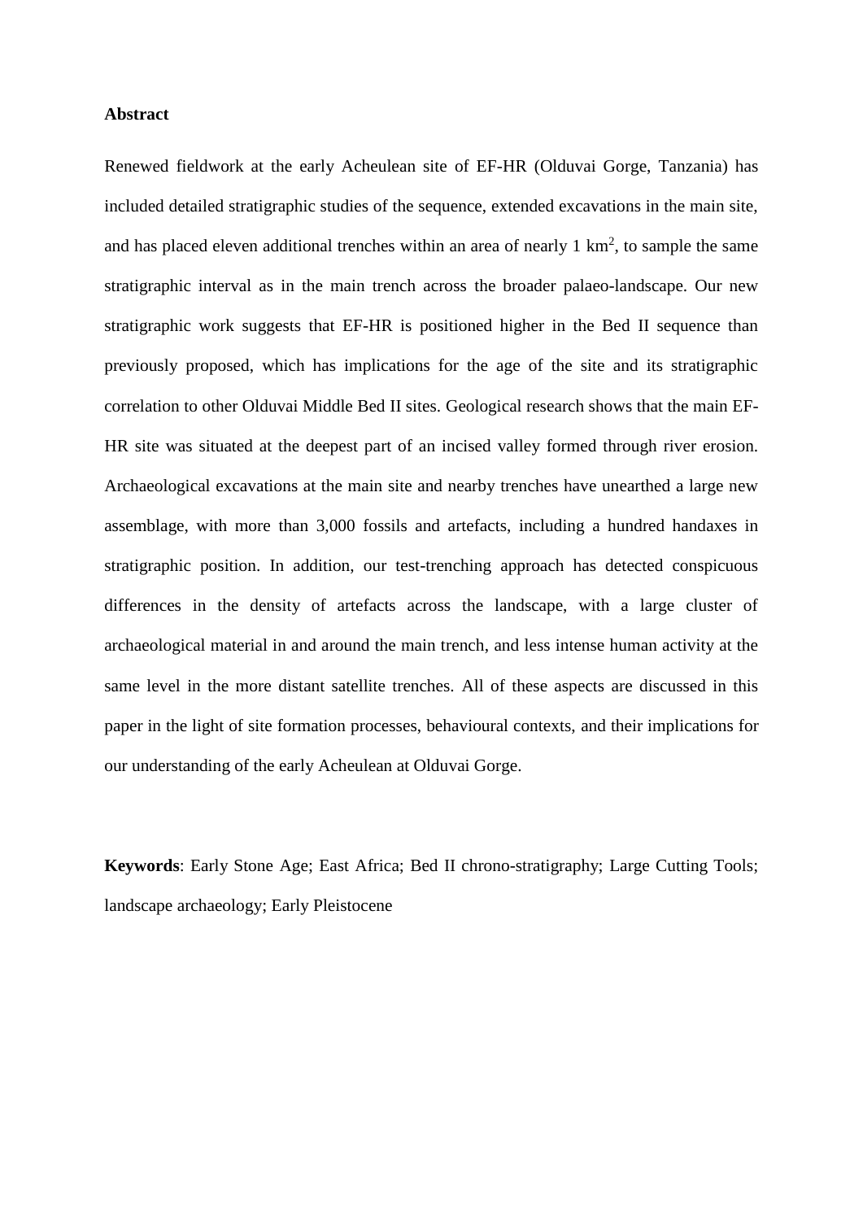## Abstract

Renewed fieldwork at the early Acheulean site of EF-HR (Olduvai Gorge, Tanzania) has included detailed stratigraphic studies of the sequence, extended excavations in the main site, and has placed eleven additional trenches within an area of nearly 1 km$^2$, to sample the same stratigraphic interval as in the main trench across the broader palaeo-landscape. Our new stratigraphic work suggests that EF-HR is positioned higher in the Bed II sequence than previously proposed, which has implications for the age of the site and its stratigraphic correlation to other Olduvai Middle Bed II sites. Geological research shows that the main EF-HR site was situated at the deepest part of an incised valley formed through river erosion. Archaeological excavations at the main site and nearby trenches have unearthed a large new assemblage, with more than 3,000 fossils and artefacts, including a hundred handaxes in stratigraphic position. In addition, our test-trenching approach has detected conspicuous differences in the density of artefacts across the landscape, with a large cluster of archaeological material in and around the main trench, and less intense human activity at the same level in the more distant satellite trenches. All of these aspects are discussed in this paper in the light of site formation processes, behavioural contexts, and their implications for our understanding of the early Acheulean at Olduvai Gorge.

**Keywords**: Early Stone Age; East Africa; Bed II chrono-stratigraphy; Large Cutting Tools; landscape archaeology; Early Pleistocene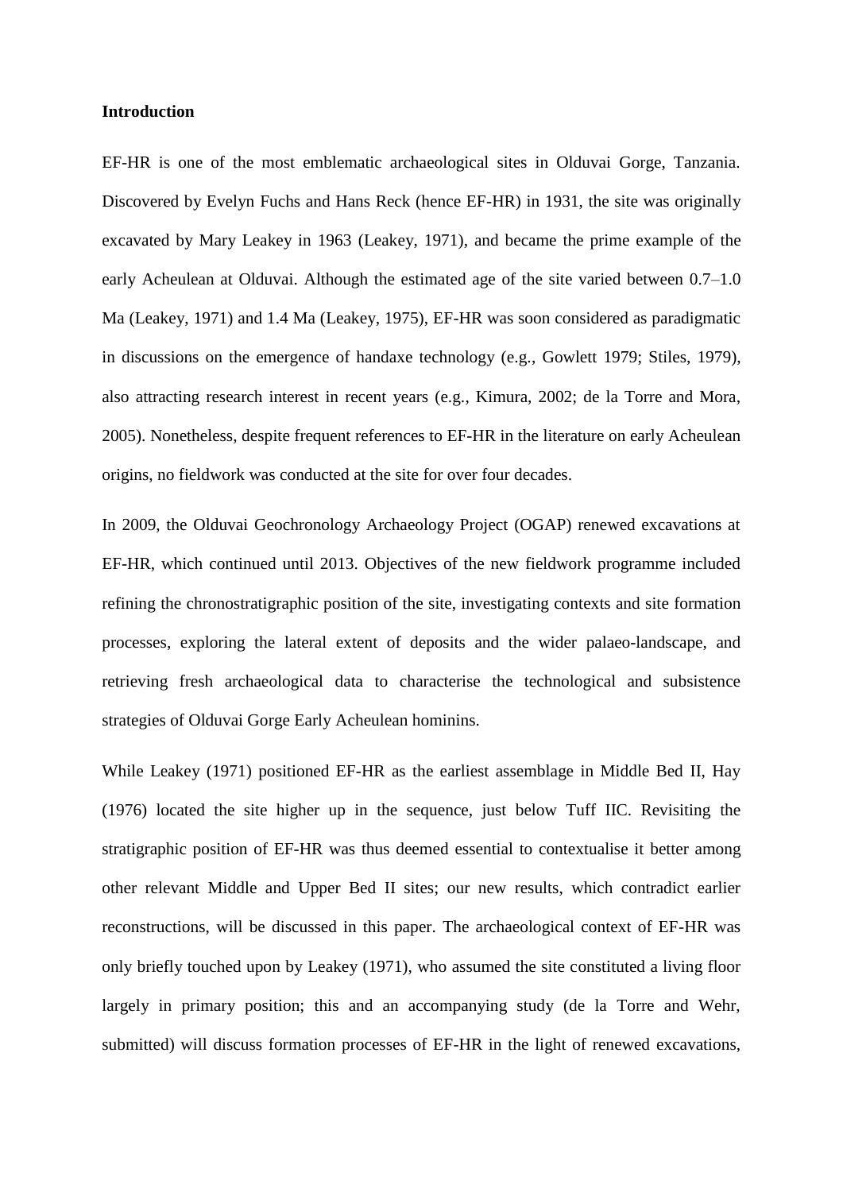## Introduction

EF-HR is one of the most emblematic archaeological sites in Olduvai Gorge, Tanzania. Discovered by Evelyn Fuchs and Hans Reck (hence EF-HR) in 1931, the site was originally excavated by Mary Leakey in 1963 (Leakey, 1971), and became the prime example of the early Acheulean at Olduvai. Although the estimated age of the site varied between 0.7–1.0 Ma (Leakey, 1971) and 1.4 Ma (Leakey, 1975), EF-HR was soon considered as paradigmatic in discussions on the emergence of handaxe technology (e.g., Gowlett 1979; Stiles, 1979), also attracting research interest in recent years (e.g., Kimura, 2002; de la Torre and Mora, 2005). Nonetheless, despite frequent references to EF-HR in the literature on early Acheulean origins, no fieldwork was conducted at the site for over four decades.

In 2009, the Olduvai Geochronology Archaeology Project (OGAP) renewed excavations at EF-HR, which continued until 2013. Objectives of the new fieldwork programme included refining the chronostratigraphic position of the site, investigating contexts and site formation processes, exploring the lateral extent of deposits and the wider palaeo-landscape, and retrieving fresh archaeological data to characterise the technological and subsistence strategies of Olduvai Gorge Early Acheulean hominins.

While Leakey (1971) positioned EF-HR as the earliest assemblage in Middle Bed II, Hay (1976) located the site higher up in the sequence, just below Tuff IIC. Revisiting the stratigraphic position of EF-HR was thus deemed essential to contextualise it better among other relevant Middle and Upper Bed II sites; our new results, which contradict earlier reconstructions, will be discussed in this paper. The archaeological context of EF-HR was only briefly touched upon by Leakey (1971), who assumed the site constituted a living floor largely in primary position; this and an accompanying study (de la Torre and Wehr, submitted) will discuss formation processes of EF-HR in the light of renewed excavations,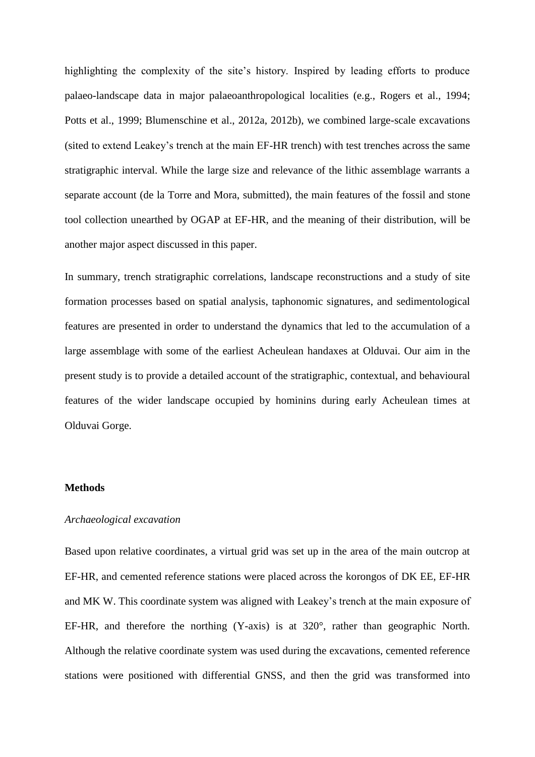highlighting the complexity of the site's history. Inspired by leading efforts to produce palaeo-landscape data in major palaeoanthropological localities (e.g., Rogers et al., 1994; Potts et al., 1999; Blumenschine et al., 2012a, 2012b), we combined large-scale excavations (sited to extend Leakey's trench at the main EF-HR trench) with test trenches across the same stratigraphic interval. While the large size and relevance of the lithic assemblage warrants a separate account (de la Torre and Mora, submitted), the main features of the fossil and stone tool collection unearthed by OGAP at EF-HR, and the meaning of their distribution, will be another major aspect discussed in this paper.

In summary, trench stratigraphic correlations, landscape reconstructions and a study of site formation processes based on spatial analysis, taphonomic signatures, and sedimentological features are presented in order to understand the dynamics that led to the accumulation of a large assemblage with some of the earliest Acheulean handaxes at Olduvai. Our aim in the present study is to provide a detailed account of the stratigraphic, contextual, and behavioural features of the wider landscape occupied by hominins during early Acheulean times at Olduvai Gorge.

## Methods

### *Archaeological excavation*

Based upon relative coordinates, a virtual grid was set up in the area of the main outcrop at EF-HR, and cemented reference stations were placed across the korongos of DK EE, EF-HR and MK W. This coordinate system was aligned with Leakey's trench at the main exposure of EF-HR, and therefore the northing (Y-axis) is at 320°, rather than geographic North. Although the relative coordinate system was used during the excavations, cemented reference stations were positioned with differential GNSS, and then the grid was transformed into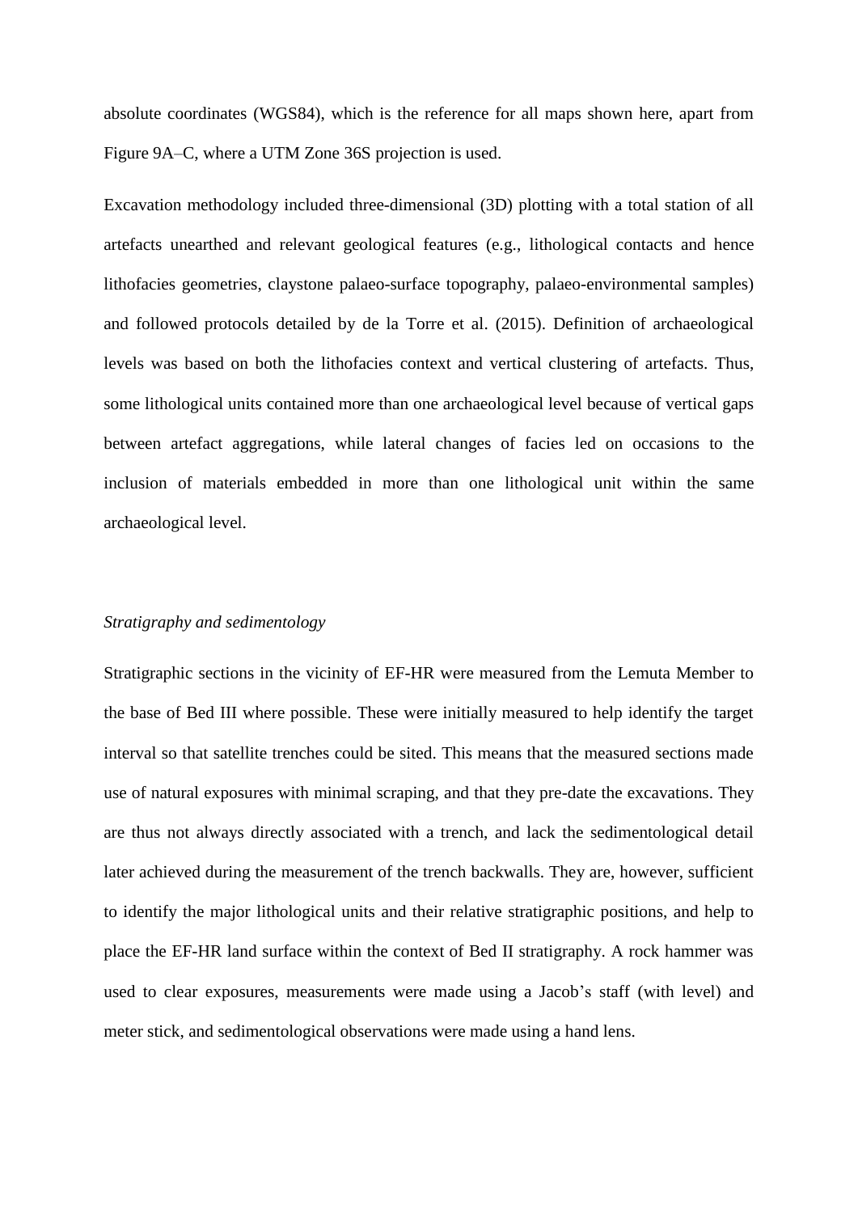absolute coordinates (WGS84), which is the reference for all maps shown here, apart from Figure 9A–C, where a UTM Zone 36S projection is used.

Excavation methodology included three-dimensional (3D) plotting with a total station of all artefacts unearthed and relevant geological features (e.g., lithological contacts and hence lithofacies geometries, claystone palaeo-surface topography, palaeo-environmental samples) and followed protocols detailed by de la Torre et al. (2015). Definition of archaeological levels was based on both the lithofacies context and vertical clustering of artefacts. Thus, some lithological units contained more than one archaeological level because of vertical gaps between artefact aggregations, while lateral changes of facies led on occasions to the inclusion of materials embedded in more than one lithological unit within the same archaeological level.

### *Stratigraphy and sedimentology*

Stratigraphic sections in the vicinity of EF-HR were measured from the Lemuta Member to the base of Bed III where possible. These were initially measured to help identify the target interval so that satellite trenches could be sited. This means that the measured sections made use of natural exposures with minimal scraping, and that they pre-date the excavations. They are thus not always directly associated with a trench, and lack the sedimentological detail later achieved during the measurement of the trench backwalls. They are, however, sufficient to identify the major lithological units and their relative stratigraphic positions, and help to place the EF-HR land surface within the context of Bed II stratigraphy. A rock hammer was used to clear exposures, measurements were made using a Jacob's staff (with level) and meter stick, and sedimentological observations were made using a hand lens.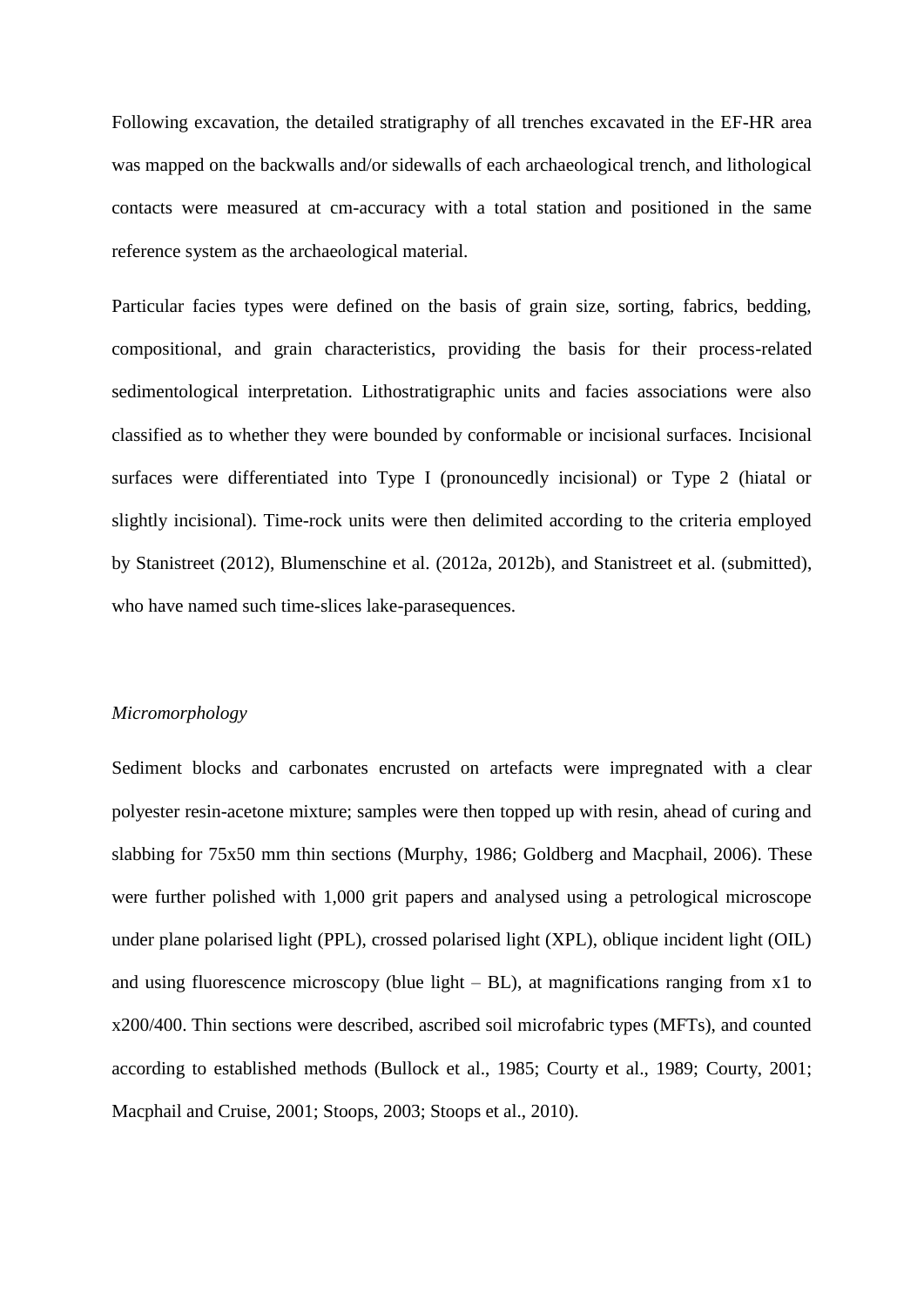Following excavation, the detailed stratigraphy of all trenches excavated in the EF-HR area was mapped on the backwalls and/or sidewalls of each archaeological trench, and lithological contacts were measured at cm-accuracy with a total station and positioned in the same reference system as the archaeological material.

Particular facies types were defined on the basis of grain size, sorting, fabrics, bedding, compositional, and grain characteristics, providing the basis for their process-related sedimentological interpretation. Lithostratigraphic units and facies associations were also classified as to whether they were bounded by conformable or incisional surfaces. Incisional surfaces were differentiated into Type I (pronouncedly incisional) or Type 2 (hiatal or slightly incisional). Time-rock units were then delimited according to the criteria employed by Stanistreet (2012), Blumenschine et al. (2012a, 2012b), and Stanistreet et al. (submitted), who have named such time-slices lake-parasequences.

### *Micromorphology*

Sediment blocks and carbonates encrusted on artefacts were impregnated with a clear polyester resin-acetone mixture; samples were then topped up with resin, ahead of curing and slabbing for 75x50 mm thin sections (Murphy, 1986; Goldberg and Macphail, 2006). These were further polished with 1,000 grit papers and analysed using a petrological microscope under plane polarised light (PPL), crossed polarised light (XPL), oblique incident light (OIL) and using fluorescence microscopy (blue light – BL), at magnifications ranging from x1 to x200/400. Thin sections were described, ascribed soil microfabric types (MFTs), and counted according to established methods (Bullock et al., 1985; Courty et al., 1989; Courty, 2001; Macphail and Cruise, 2001; Stoops, 2003; Stoops et al., 2010).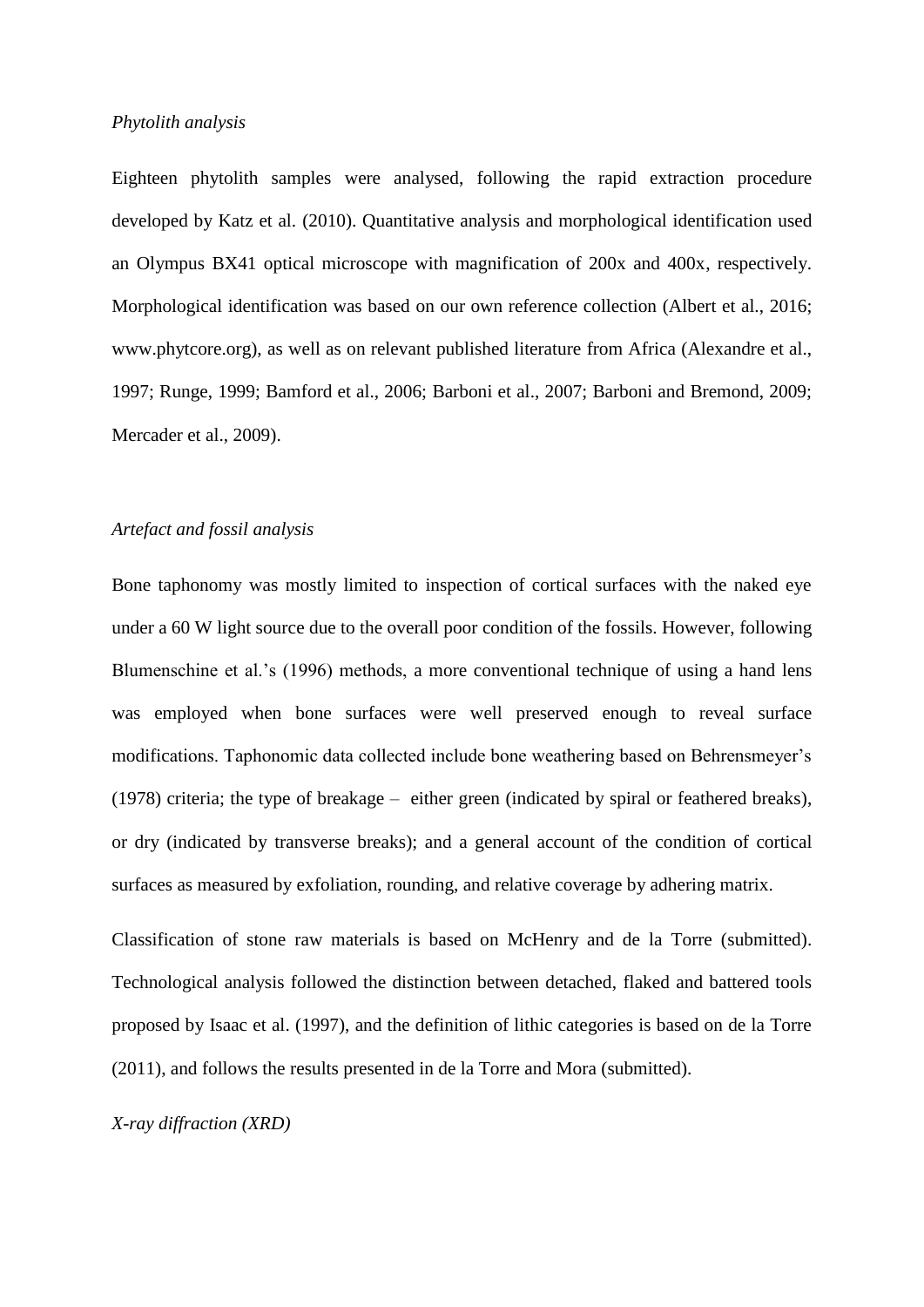*Phytolith analysis*

Eighteen phytolith samples were analysed, following the rapid extraction procedure developed by Katz et al. (2010). Quantitative analysis and morphological identification used an Olympus BX41 optical microscope with magnification of 200x and 400x, respectively. Morphological identification was based on our own reference collection (Albert et al., 2016; www.phytcore.org), as well as on relevant published literature from Africa (Alexandre et al., 1997; Runge, 1999; Bamford et al., 2006; Barboni et al., 2007; Barboni and Bremond, 2009; Mercader et al., 2009).

*Artefact and fossil analysis*

Bone taphonomy was mostly limited to inspection of cortical surfaces with the naked eye under a 60 W light source due to the overall poor condition of the fossils. However, following Blumenschine et al.'s (1996) methods, a more conventional technique of using a hand lens was employed when bone surfaces were well preserved enough to reveal surface modifications. Taphonomic data collected include bone weathering based on Behrensmeyer's (1978) criteria; the type of breakage – either green (indicated by spiral or feathered breaks), or dry (indicated by transverse breaks); and a general account of the condition of cortical surfaces as measured by exfoliation, rounding, and relative coverage by adhering matrix.

Classification of stone raw materials is based on McHenry and de la Torre (submitted). Technological analysis followed the distinction between detached, flaked and battered tools proposed by Isaac et al. (1997), and the definition of lithic categories is based on de la Torre (2011), and follows the results presented in de la Torre and Mora (submitted).

*X-ray diffraction (XRD)*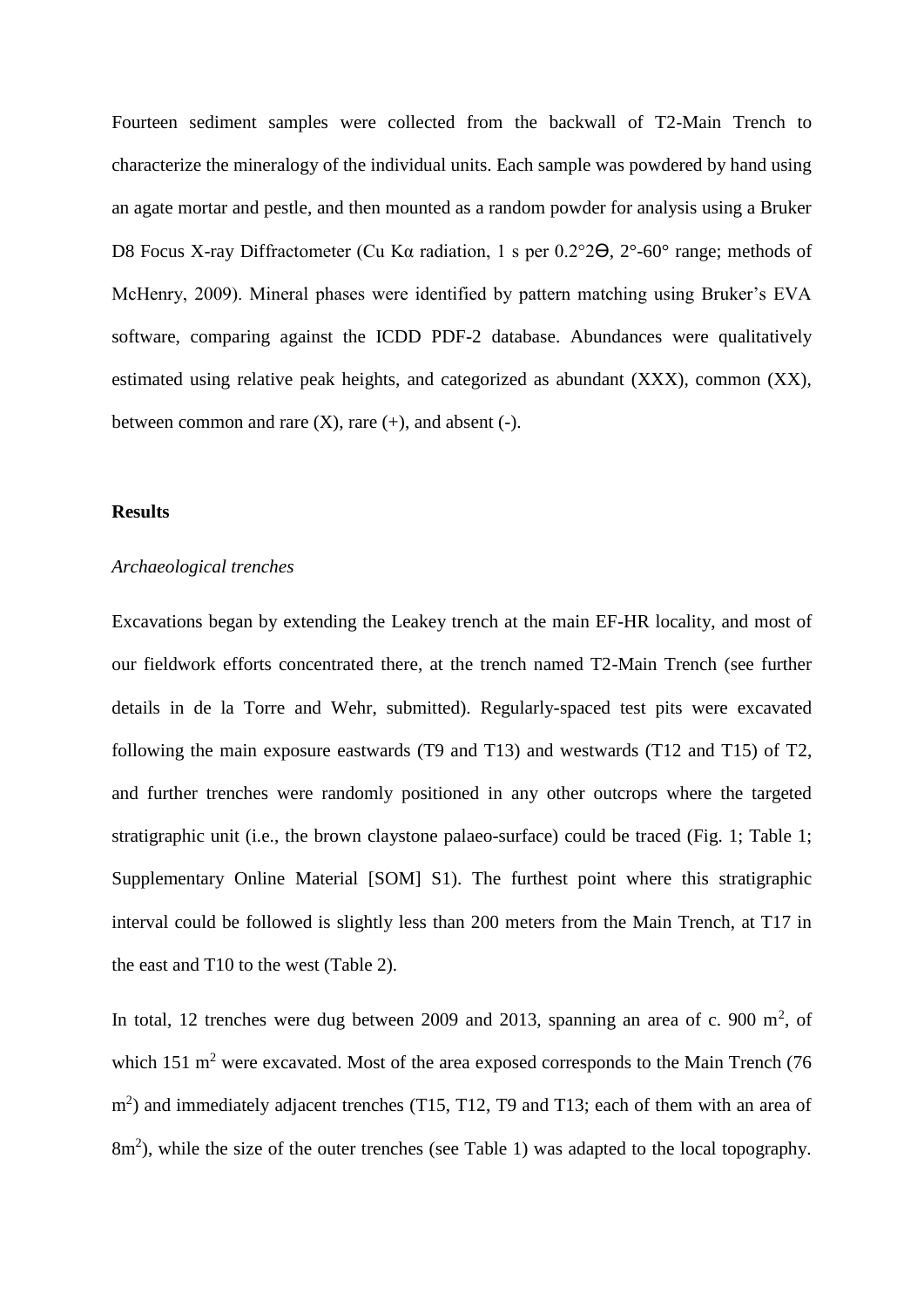Fourteen sediment samples were collected from the backwall of T2-Main Trench to characterize the mineralogy of the individual units. Each sample was powdered by hand using an agate mortar and pestle, and then mounted as a random powder for analysis using a Bruker D8 Focus X-ray Diffractometer (Cu Kα radiation, 1 s per 0.2°2ϴ, 2°-60° range; methods of McHenry, 2009). Mineral phases were identified by pattern matching using Bruker's EVA software, comparing against the ICDD PDF-2 database. Abundances were qualitatively estimated using relative peak heights, and categorized as abundant (XXX), common (XX), between common and rare (X), rare (+), and absent (-).

## Results

### *Archaeological trenches*

Excavations began by extending the Leakey trench at the main EF-HR locality, and most of our fieldwork efforts concentrated there, at the trench named T2-Main Trench (see further details in de la Torre and Wehr, submitted). Regularly-spaced test pits were excavated following the main exposure eastwards (T9 and T13) and westwards (T12 and T15) of T2, and further trenches were randomly positioned in any other outcrops where the targeted stratigraphic unit (i.e., the brown claystone palaeo-surface) could be traced (Fig. 1; Table 1; Supplementary Online Material [SOM] S1). The furthest point where this stratigraphic interval could be followed is slightly less than 200 meters from the Main Trench, at T17 in the east and T10 to the west (Table 2).

In total, 12 trenches were dug between 2009 and 2013, spanning an area of c. 900 $m^2$, of which 151 $m^2$ were excavated. Most of the area exposed corresponds to the Main Trench (76 $m^2$) and immediately adjacent trenches (T15, T12, T9 and T13; each of them with an area of 8$m^2$), while the size of the outer trenches (see Table 1) was adapted to the local topography.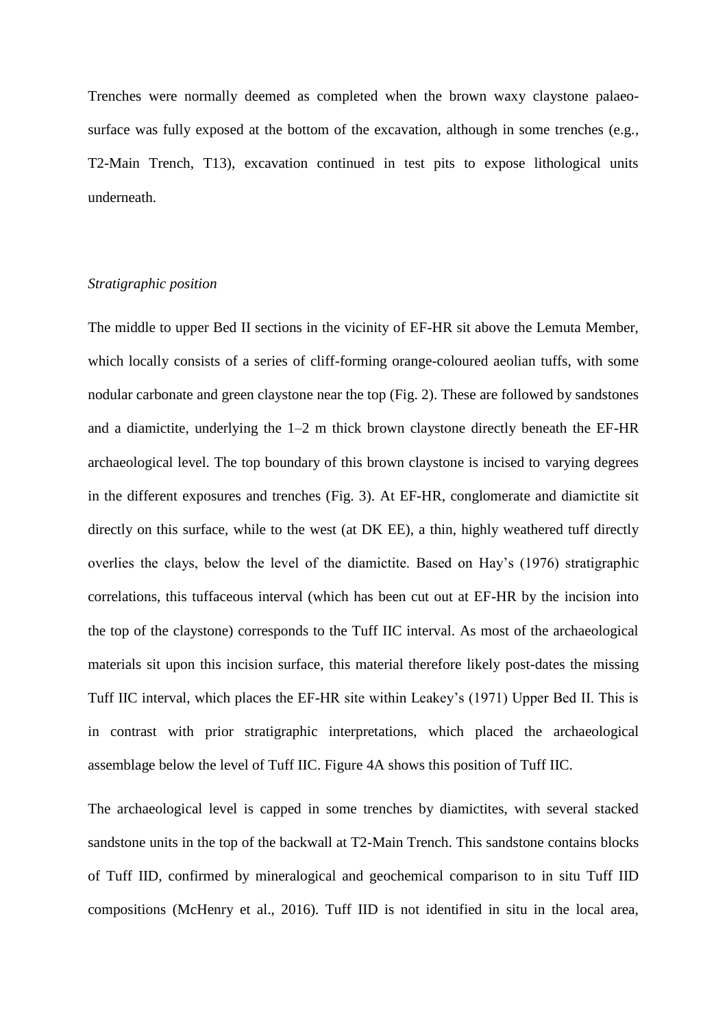Trenches were normally deemed as completed when the brown waxy claystone palaeo-surface was fully exposed at the bottom of the excavation, although in some trenches (e.g., T2-Main Trench, T13), excavation continued in test pits to expose lithological units underneath.

*Stratigraphic position*

The middle to upper Bed II sections in the vicinity of EF-HR sit above the Lemuta Member, which locally consists of a series of cliff-forming orange-coloured aeolian tuffs, with some nodular carbonate and green claystone near the top (Fig. 2). These are followed by sandstones and a diamictite, underlying the 1–2 m thick brown claystone directly beneath the EF-HR archaeological level. The top boundary of this brown claystone is incised to varying degrees in the different exposures and trenches (Fig. 3). At EF-HR, conglomerate and diamictite sit directly on this surface, while to the west (at DK EE), a thin, highly weathered tuff directly overlies the clays, below the level of the diamictite. Based on Hay's (1976) stratigraphic correlations, this tuffaceous interval (which has been cut out at EF-HR by the incision into the top of the claystone) corresponds to the Tuff IIC interval. As most of the archaeological materials sit upon this incision surface, this material therefore likely post-dates the missing Tuff IIC interval, which places the EF-HR site within Leakey's (1971) Upper Bed II. This is in contrast with prior stratigraphic interpretations, which placed the archaeological assemblage below the level of Tuff IIC. Figure 4A shows this position of Tuff IIC.

The archaeological level is capped in some trenches by diamictites, with several stacked sandstone units in the top of the backwall at T2-Main Trench. This sandstone contains blocks of Tuff IID, confirmed by mineralogical and geochemical comparison to in situ Tuff IID compositions (McHenry et al., 2016). Tuff IID is not identified in situ in the local area,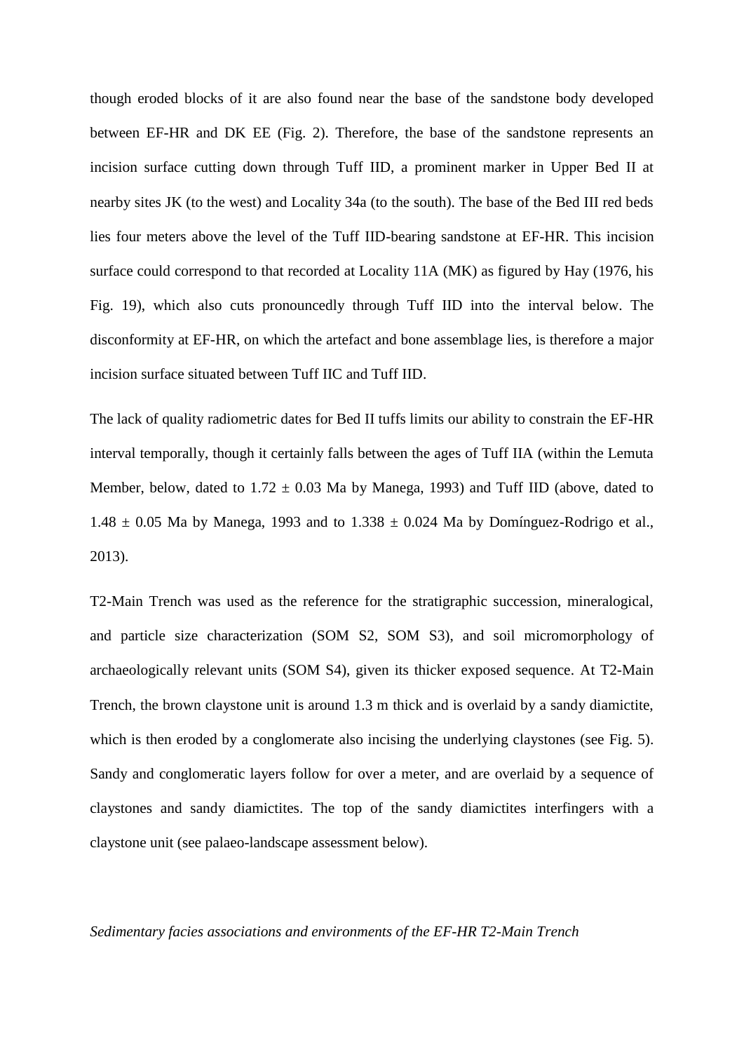though eroded blocks of it are also found near the base of the sandstone body developed between EF-HR and DK EE (Fig. 2). Therefore, the base of the sandstone represents an incision surface cutting down through Tuff IID, a prominent marker in Upper Bed II at nearby sites JK (to the west) and Locality 34a (to the south). The base of the Bed III red beds lies four meters above the level of the Tuff IID-bearing sandstone at EF-HR. This incision surface could correspond to that recorded at Locality 11A (MK) as figured by Hay (1976, his Fig. 19), which also cuts pronouncedly through Tuff IID into the interval below. The disconformity at EF-HR, on which the artefact and bone assemblage lies, is therefore a major incision surface situated between Tuff IIC and Tuff IID.

The lack of quality radiometric dates for Bed II tuffs limits our ability to constrain the EF-HR interval temporally, though it certainly falls between the ages of Tuff IIA (within the Lemuta Member, below, dated to $1.72 \pm 0.03$ Ma by Manega, 1993) and Tuff IID (above, dated to $1.48 \pm 0.05$ Ma by Manega, 1993 and to $1.338 \pm 0.024$ Ma by Domínguez-Rodrigo et al., 2013).

T2-Main Trench was used as the reference for the stratigraphic succession, mineralogical, and particle size characterization (SOM S2, SOM S3), and soil micromorphology of archaeologically relevant units (SOM S4), given its thicker exposed sequence. At T2-Main Trench, the brown claystone unit is around 1.3 m thick and is overlaid by a sandy diamictite, which is then eroded by a conglomerate also incising the underlying claystones (see Fig. 5). Sandy and conglomeratic layers follow for over a meter, and are overlaid by a sequence of claystones and sandy diamictites. The top of the sandy diamictites interfingers with a claystone unit (see palaeo-landscape assessment below).

### *Sedimentary facies associations and environments of the EF-HR T2-Main Trench*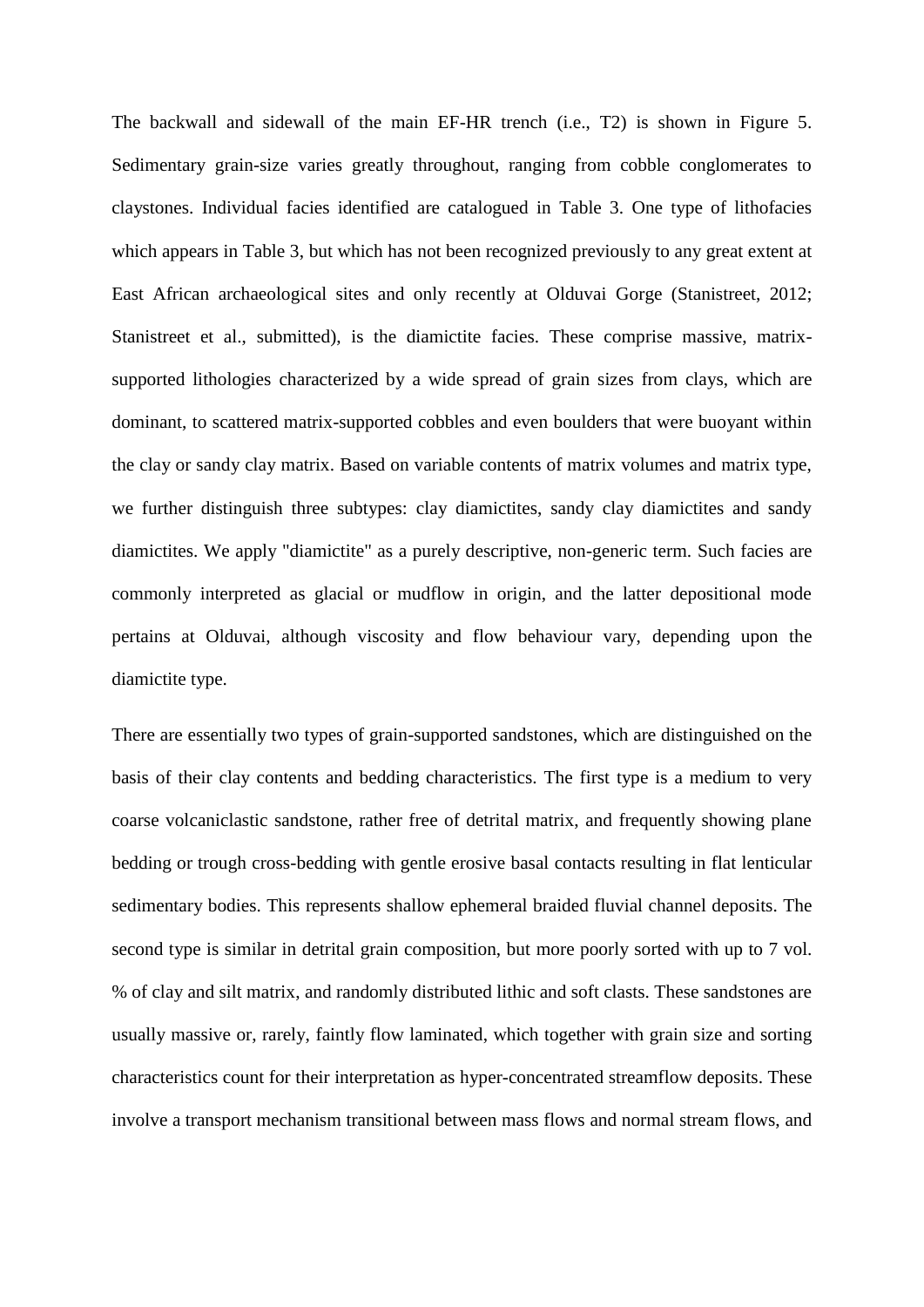The backwall and sidewall of the main EF-HR trench (i.e., T2) is shown in Figure 5. Sedimentary grain-size varies greatly throughout, ranging from cobble conglomerates to claystones. Individual facies identified are catalogued in Table 3. One type of lithofacies which appears in Table 3, but which has not been recognized previously to any great extent at East African archaeological sites and only recently at Olduvai Gorge (Stanistreet, 2012; Stanistreet et al., submitted), is the diamictite facies. These comprise massive, matrix-supported lithologies characterized by a wide spread of grain sizes from clays, which are dominant, to scattered matrix-supported cobbles and even boulders that were buoyant within the clay or sandy clay matrix. Based on variable contents of matrix volumes and matrix type, we further distinguish three subtypes: clay diamictites, sandy clay diamictites and sandy diamictites. We apply "diamictite" as a purely descriptive, non-generic term. Such facies are commonly interpreted as glacial or mudflow in origin, and the latter depositional mode pertains at Olduvai, although viscosity and flow behaviour vary, depending upon the diamictite type.

There are essentially two types of grain-supported sandstones, which are distinguished on the basis of their clay contents and bedding characteristics. The first type is a medium to very coarse volcaniclastic sandstone, rather free of detrital matrix, and frequently showing plane bedding or trough cross-bedding with gentle erosive basal contacts resulting in flat lenticular sedimentary bodies. This represents shallow ephemeral braided fluvial channel deposits. The second type is similar in detrital grain composition, but more poorly sorted with up to 7 vol. % of clay and silt matrix, and randomly distributed lithic and soft clasts. These sandstones are usually massive or, rarely, faintly flow laminated, which together with grain size and sorting characteristics count for their interpretation as hyper-concentrated streamflow deposits. These involve a transport mechanism transitional between mass flows and normal stream flows, and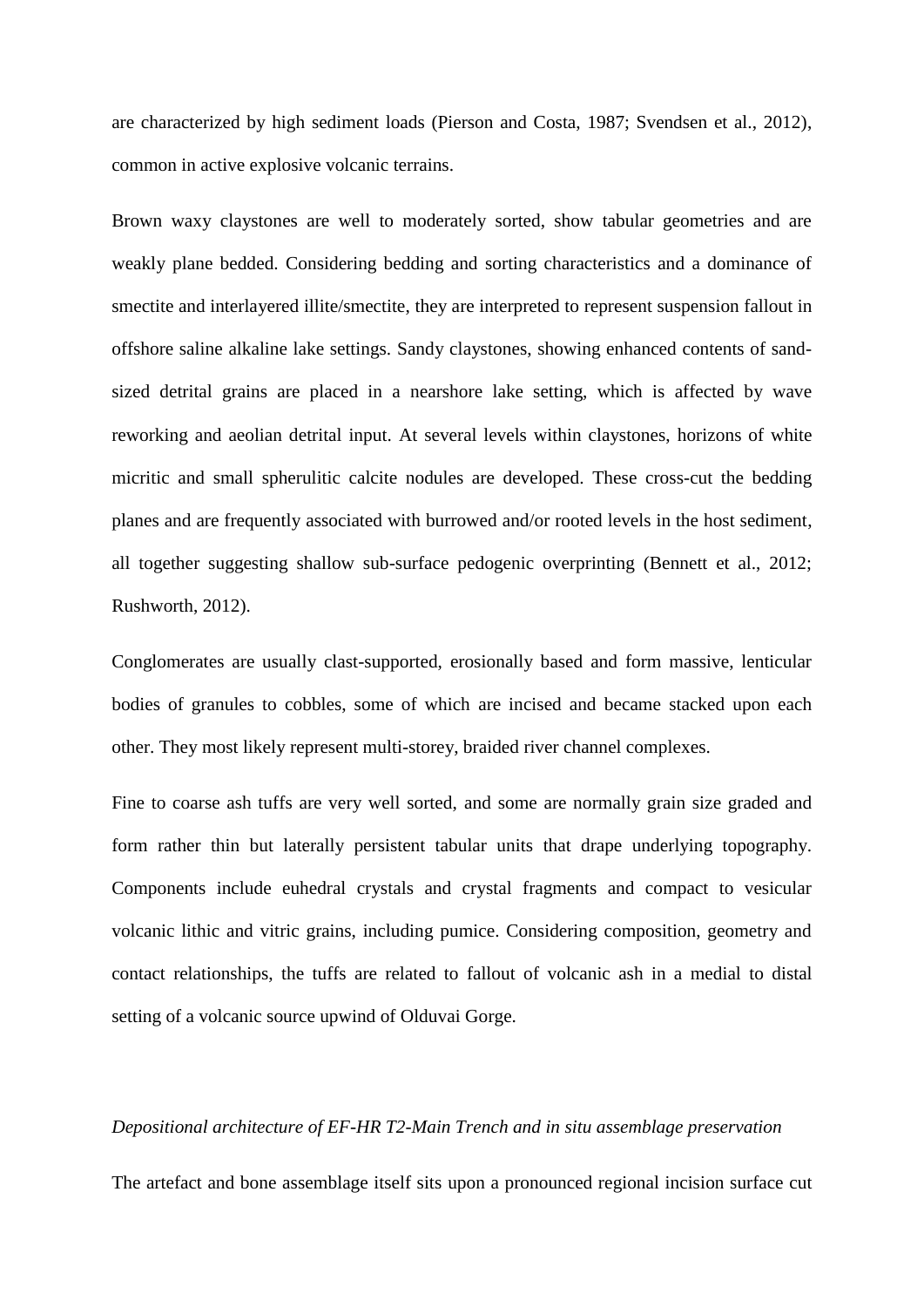are characterized by high sediment loads (Pierson and Costa, 1987; Svendsen et al., 2012), common in active explosive volcanic terrains.

Brown waxy claystones are well to moderately sorted, show tabular geometries and are weakly plane bedded. Considering bedding and sorting characteristics and a dominance of smectite and interlayered illite/smectite, they are interpreted to represent suspension fallout in offshore saline alkaline lake settings. Sandy claystones, showing enhanced contents of sand-sized detrital grains are placed in a nearshore lake setting, which is affected by wave reworking and aeolian detrital input. At several levels within claystones, horizons of white micritic and small spherulitic calcite nodules are developed. These cross-cut the bedding planes and are frequently associated with burrowed and/or rooted levels in the host sediment, all together suggesting shallow sub-surface pedogenic overprinting (Bennett et al., 2012; Rushworth, 2012).

Conglomerates are usually clast-supported, erosionally based and form massive, lenticular bodies of granules to cobbles, some of which are incised and became stacked upon each other. They most likely represent multi-storey, braided river channel complexes.

Fine to coarse ash tuffs are very well sorted, and some are normally grain size graded and form rather thin but laterally persistent tabular units that drape underlying topography. Components include euhedral crystals and crystal fragments and compact to vesicular volcanic lithic and vitric grains, including pumice. Considering composition, geometry and contact relationships, the tuffs are related to fallout of volcanic ash in a medial to distal setting of a volcanic source upwind of Olduvai Gorge.

*Depositional architecture of EF-HR T2-Main Trench and in situ assemblage preservation*

The artefact and bone assemblage itself sits upon a pronounced regional incision surface cut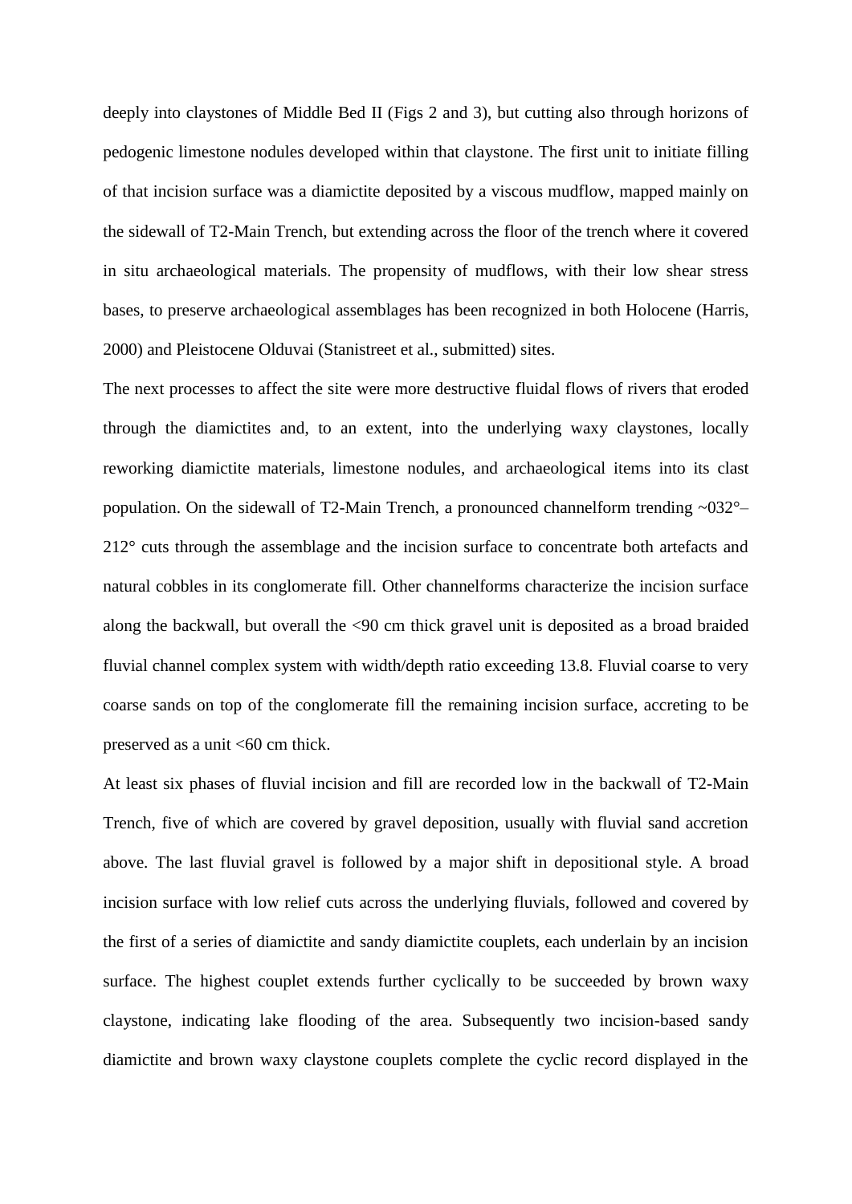deeply into claystones of Middle Bed II (Figs 2 and 3), but cutting also through horizons of pedogenic limestone nodules developed within that claystone. The first unit to initiate filling of that incision surface was a diamictite deposited by a viscous mudflow, mapped mainly on the sidewall of T2-Main Trench, but extending across the floor of the trench where it covered in situ archaeological materials. The propensity of mudflows, with their low shear stress bases, to preserve archaeological assemblages has been recognized in both Holocene (Harris, 2000) and Pleistocene Olduvai (Stanistreet et al., submitted) sites.

The next processes to affect the site were more destructive fluidal flows of rivers that eroded through the diamictites and, to an extent, into the underlying waxy claystones, locally reworking diamictite materials, limestone nodules, and archaeological items into its clast population. On the sidewall of T2-Main Trench, a pronounced channelform trending ~032°–212° cuts through the assemblage and the incision surface to concentrate both artefacts and natural cobbles in its conglomerate fill. Other channelforms characterize the incision surface along the backwall, but overall the <90 cm thick gravel unit is deposited as a broad braided fluvial channel complex system with width/depth ratio exceeding 13.8. Fluvial coarse to very coarse sands on top of the conglomerate fill the remaining incision surface, accreting to be preserved as a unit <60 cm thick.

At least six phases of fluvial incision and fill are recorded low in the backwall of T2-Main Trench, five of which are covered by gravel deposition, usually with fluvial sand accretion above. The last fluvial gravel is followed by a major shift in depositional style. A broad incision surface with low relief cuts across the underlying fluvials, followed and covered by the first of a series of diamictite and sandy diamictite couplets, each underlain by an incision surface. The highest couplet extends further cyclically to be succeeded by brown waxy claystone, indicating lake flooding of the area. Subsequently two incision-based sandy diamictite and brown waxy claystone couplets complete the cyclic record displayed in the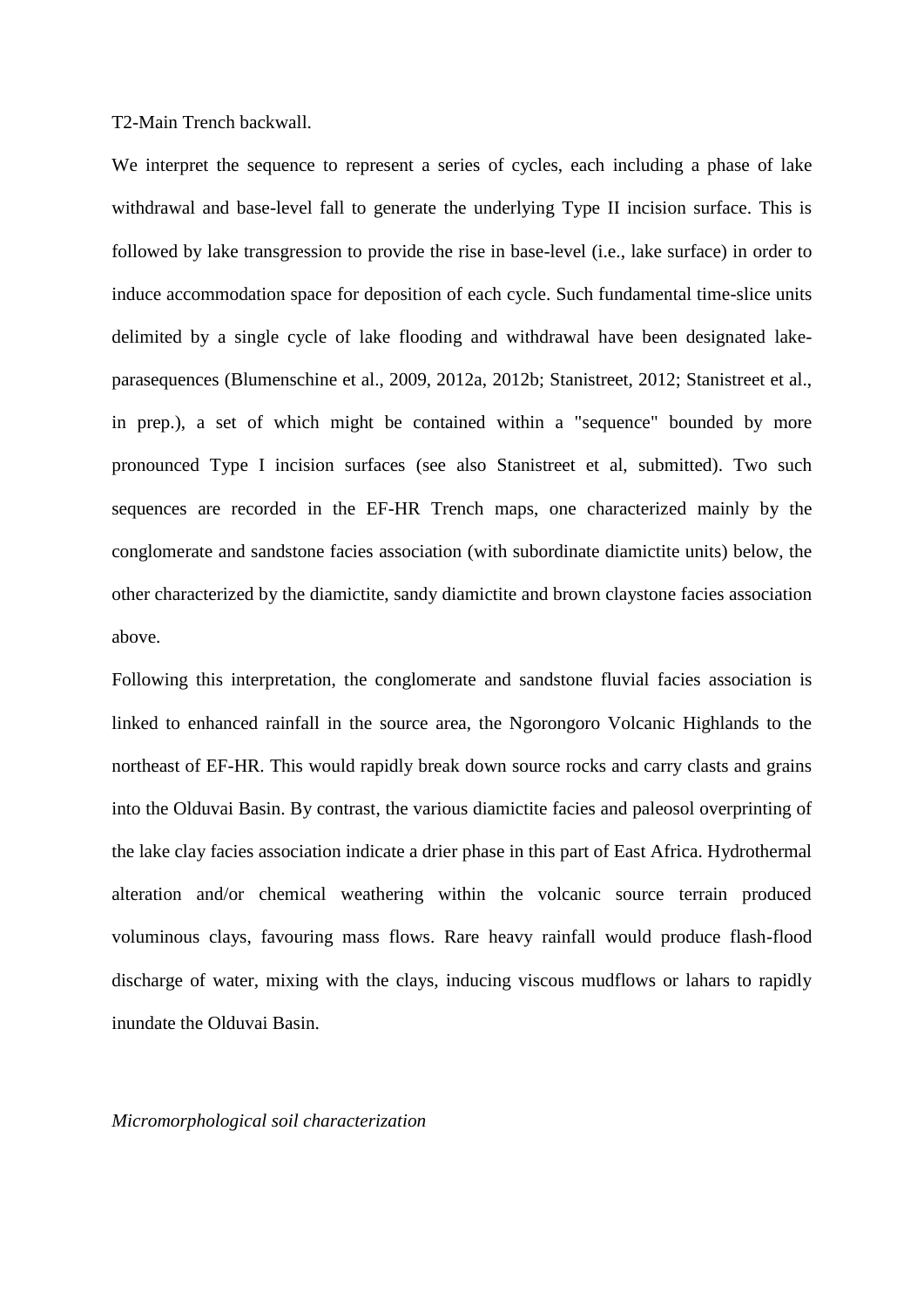T2-Main Trench backwall.

We interpret the sequence to represent a series of cycles, each including a phase of lake withdrawal and base-level fall to generate the underlying Type II incision surface. This is followed by lake transgression to provide the rise in base-level (i.e., lake surface) in order to induce accommodation space for deposition of each cycle. Such fundamental time-slice units delimited by a single cycle of lake flooding and withdrawal have been designated lake-parasequences (Blumenschine et al., 2009, 2012a, 2012b; Stanistreet, 2012; Stanistreet et al., in prep.), a set of which might be contained within a "sequence" bounded by more pronounced Type I incision surfaces (see also Stanistreet et al, submitted). Two such sequences are recorded in the EF-HR Trench maps, one characterized mainly by the conglomerate and sandstone facies association (with subordinate diamictite units) below, the other characterized by the diamictite, sandy diamictite and brown claystone facies association above.

Following this interpretation, the conglomerate and sandstone fluvial facies association is linked to enhanced rainfall in the source area, the Ngorongoro Volcanic Highlands to the northeast of EF-HR. This would rapidly break down source rocks and carry clasts and grains into the Olduvai Basin. By contrast, the various diamictite facies and paleosol overprinting of the lake clay facies association indicate a drier phase in this part of East Africa. Hydrothermal alteration and/or chemical weathering within the volcanic source terrain produced voluminous clays, favouring mass flows. Rare heavy rainfall would produce flash-flood discharge of water, mixing with the clays, inducing viscous mudflows or lahars to rapidly inundate the Olduvai Basin.

*Micromorphological soil characterization*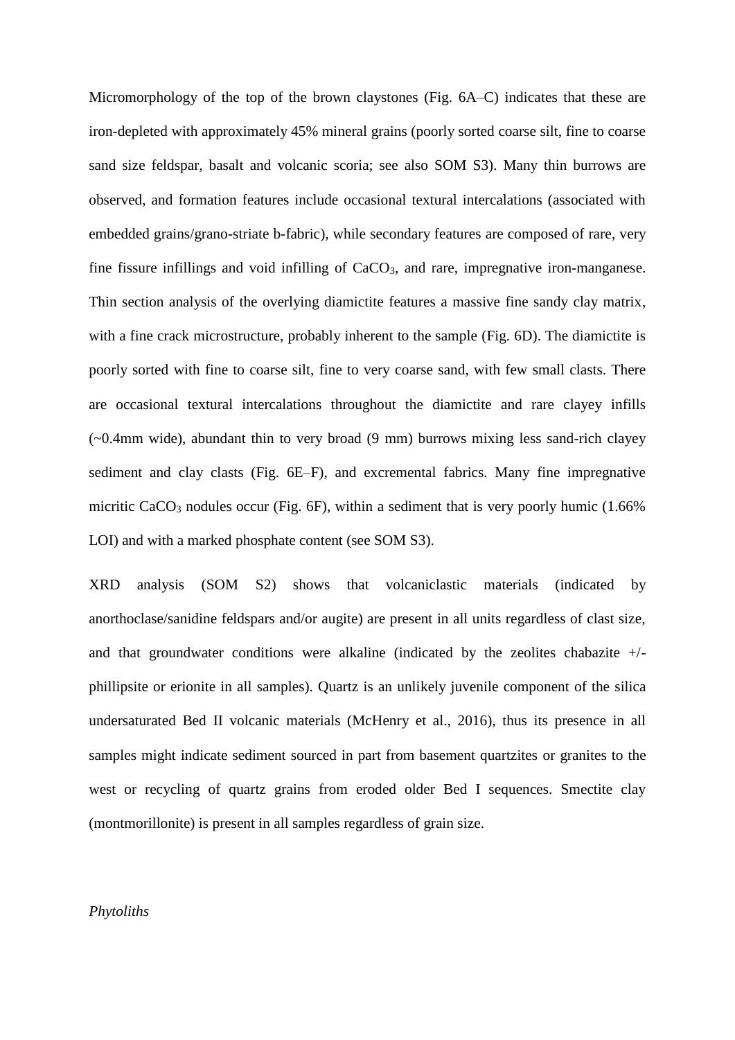Micromorphology of the top of the brown claystones (Fig. 6A–C) indicates that these are iron-depleted with approximately 45% mineral grains (poorly sorted coarse silt, fine to coarse sand size feldspar, basalt and volcanic scoria; see also SOM S3). Many thin burrows are observed, and formation features include occasional textural intercalations (associated with embedded grains/grano-striate b-fabric), while secondary features are composed of rare, very fine fissure infillings and void infilling of $CaCO_3$, and rare, impregnative iron-manganese. Thin section analysis of the overlying diamictite features a massive fine sandy clay matrix, with a fine crack microstructure, probably inherent to the sample (Fig. 6D). The diamictite is poorly sorted with fine to coarse silt, fine to very coarse sand, with few small clasts. There are occasional textural intercalations throughout the diamictite and rare clayey infills (~0.4mm wide), abundant thin to very broad (9 mm) burrows mixing less sand-rich clayey sediment and clay clasts (Fig. 6E–F), and excremental fabrics. Many fine impregnative micritic $CaCO_3$ nodules occur (Fig. 6F), within a sediment that is very poorly humic (1.66% LOI) and with a marked phosphate content (see SOM S3).

XRD analysis (SOM S2) shows that volcaniclastic materials (indicated by anorthoclase/sanidine feldspars and/or augite) are present in all units regardless of clast size, and that groundwater conditions were alkaline (indicated by the zeolites chabazite +/- phillipsite or erionite in all samples). Quartz is an unlikely juvenile component of the silica undersaturated Bed II volcanic materials (McHenry et al., 2016), thus its presence in all samples might indicate sediment sourced in part from basement quartzites or granites to the west or recycling of quartz grains from eroded older Bed I sequences. Smectite clay (montmorillonite) is present in all samples regardless of grain size.

*Phytoliths*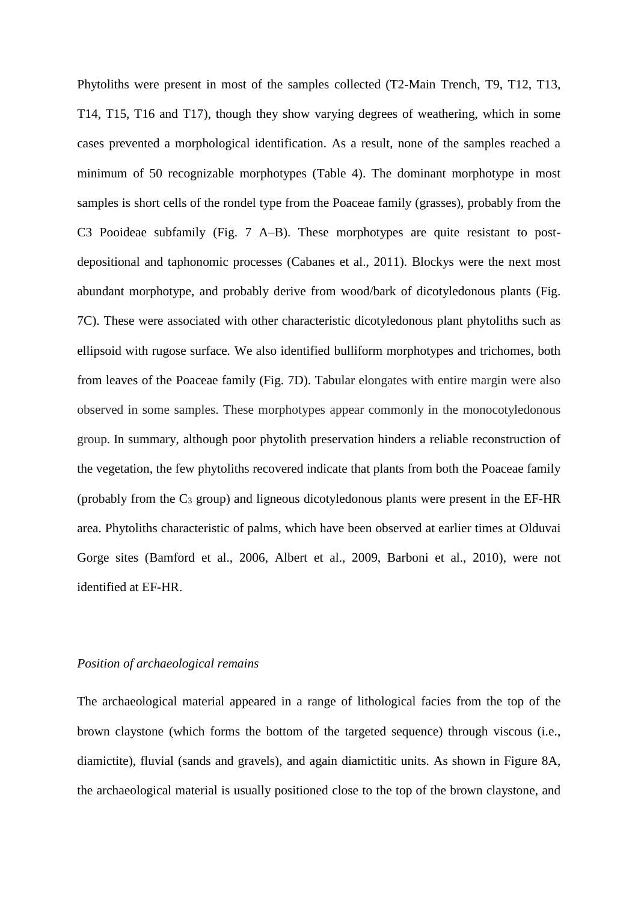Phytoliths were present in most of the samples collected (T2-Main Trench, T9, T12, T13, T14, T15, T16 and T17), though they show varying degrees of weathering, which in some cases prevented a morphological identification. As a result, none of the samples reached a minimum of 50 recognizable morphotypes (Table 4). The dominant morphotype in most samples is short cells of the rondel type from the Poaceae family (grasses), probably from the C3 Pooideae subfamily (Fig. 7 A–B). These morphotypes are quite resistant to post-depositional and taphonomic processes (Cabanes et al., 2011). Blockys were the next most abundant morphotype, and probably derive from wood/bark of dicotyledonous plants (Fig. 7C). These were associated with other characteristic dicotyledonous plant phytoliths such as ellipsoid with rugose surface. We also identified bulliform morphotypes and trichomes, both from leaves of the Poaceae family (Fig. 7D). Tabular elongates with entire margin were also observed in some samples. These morphotypes appear commonly in the monocotyledonous group. In summary, although poor phytolith preservation hinders a reliable reconstruction of the vegetation, the few phytoliths recovered indicate that plants from both the Poaceae family (probably from the $C_3$ group) and ligneous dicotyledonous plants were present in the EF-HR area. Phytoliths characteristic of palms, which have been observed at earlier times at Olduvai Gorge sites (Bamford et al., 2006, Albert et al., 2009, Barboni et al., 2010), were not identified at EF-HR.

*Position of archaeological remains*

The archaeological material appeared in a range of lithological facies from the top of the brown claystone (which forms the bottom of the targeted sequence) through viscous (i.e., diamictite), fluvial (sands and gravels), and again diamictitic units. As shown in Figure 8A, the archaeological material is usually positioned close to the top of the brown claystone, and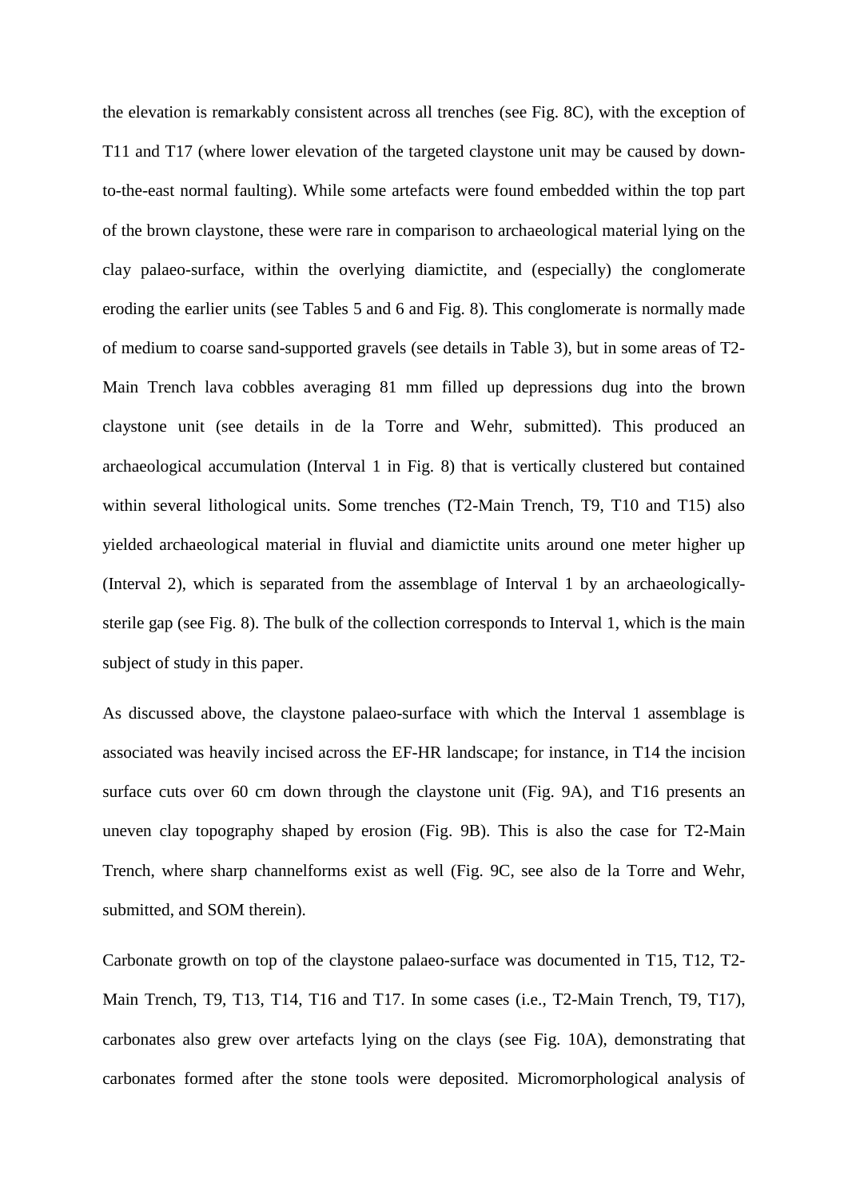the elevation is remarkably consistent across all trenches (see Fig. 8C), with the exception of T11 and T17 (where lower elevation of the targeted claystone unit may be caused by down-to-the-east normal faulting). While some artefacts were found embedded within the top part of the brown claystone, these were rare in comparison to archaeological material lying on the clay palaeo-surface, within the overlying diamictite, and (especially) the conglomerate eroding the earlier units (see Tables 5 and 6 and Fig. 8). This conglomerate is normally made of medium to coarse sand-supported gravels (see details in Table 3), but in some areas of T2-Main Trench lava cobbles averaging 81 mm filled up depressions dug into the brown claystone unit (see details in de la Torre and Wehr, submitted). This produced an archaeological accumulation (Interval 1 in Fig. 8) that is vertically clustered but contained within several lithological units. Some trenches (T2-Main Trench, T9, T10 and T15) also yielded archaeological material in fluvial and diamictite units around one meter higher up (Interval 2), which is separated from the assemblage of Interval 1 by an archaeologically-sterile gap (see Fig. 8). The bulk of the collection corresponds to Interval 1, which is the main subject of study in this paper.

As discussed above, the claystone palaeo-surface with which the Interval 1 assemblage is associated was heavily incised across the EF-HR landscape; for instance, in T14 the incision surface cuts over 60 cm down through the claystone unit (Fig. 9A), and T16 presents an uneven clay topography shaped by erosion (Fig. 9B). This is also the case for T2-Main Trench, where sharp channelforms exist as well (Fig. 9C, see also de la Torre and Wehr, submitted, and SOM therein).

Carbonate growth on top of the claystone palaeo-surface was documented in T15, T12, T2-Main Trench, T9, T13, T14, T16 and T17. In some cases (i.e., T2-Main Trench, T9, T17), carbonates also grew over artefacts lying on the clays (see Fig. 10A), demonstrating that carbonates formed after the stone tools were deposited. Micromorphological analysis of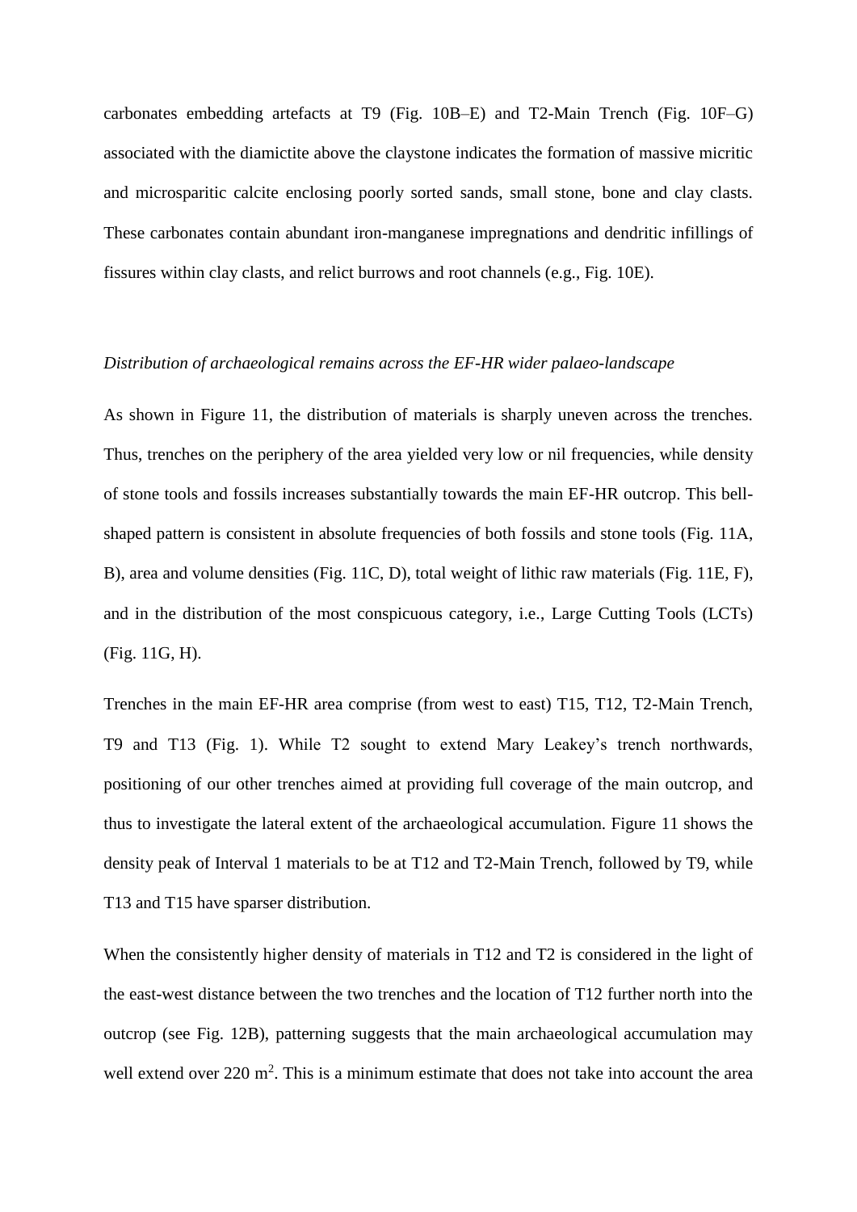carbonates embedding artefacts at T9 (Fig. 10B–E) and T2-Main Trench (Fig. 10F–G) associated with the diamictite above the claystone indicates the formation of massive micritic and microsparitic calcite enclosing poorly sorted sands, small stone, bone and clay clasts. These carbonates contain abundant iron-manganese impregnations and dendritic infillings of fissures within clay clasts, and relict burrows and root channels (e.g., Fig. 10E).

*Distribution of archaeological remains across the EF-HR wider palaeo-landscape*

As shown in Figure 11, the distribution of materials is sharply uneven across the trenches. Thus, trenches on the periphery of the area yielded very low or nil frequencies, while density of stone tools and fossils increases substantially towards the main EF-HR outcrop. This bell-shaped pattern is consistent in absolute frequencies of both fossils and stone tools (Fig. 11A, B), area and volume densities (Fig. 11C, D), total weight of lithic raw materials (Fig. 11E, F), and in the distribution of the most conspicuous category, i.e., Large Cutting Tools (LCTs) (Fig. 11G, H).

Trenches in the main EF-HR area comprise (from west to east) T15, T12, T2-Main Trench, T9 and T13 (Fig. 1). While T2 sought to extend Mary Leakey's trench northwards, positioning of our other trenches aimed at providing full coverage of the main outcrop, and thus to investigate the lateral extent of the archaeological accumulation. Figure 11 shows the density peak of Interval 1 materials to be at T12 and T2-Main Trench, followed by T9, while T13 and T15 have sparser distribution.

When the consistently higher density of materials in T12 and T2 is considered in the light of the east-west distance between the two trenches and the location of T12 further north into the outcrop (see Fig. 12B), patterning suggests that the main archaeological accumulation may well extend over 220 $m^2$. This is a minimum estimate that does not take into account the area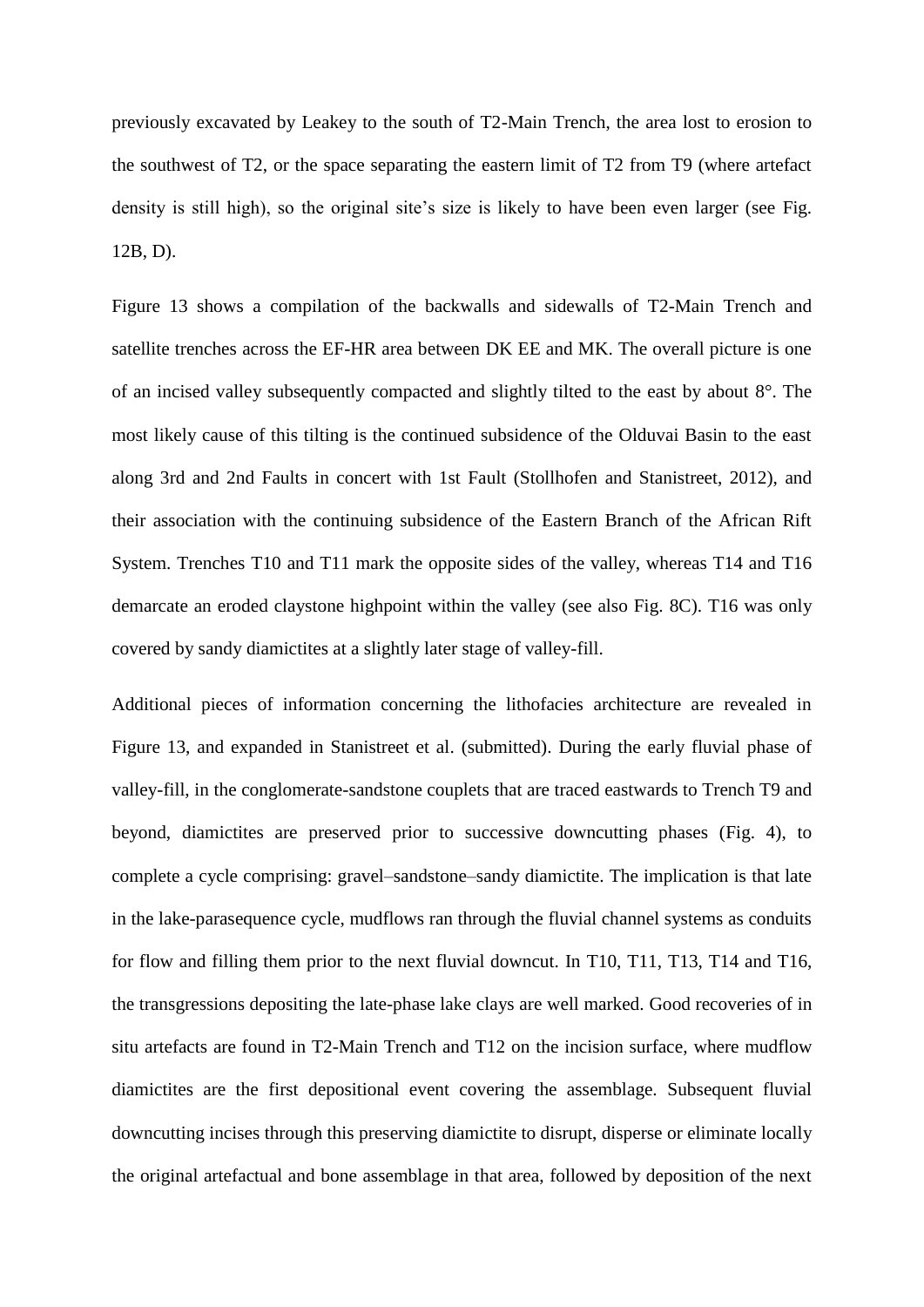previously excavated by Leakey to the south of T2-Main Trench, the area lost to erosion to the southwest of T2, or the space separating the eastern limit of T2 from T9 (where artefact density is still high), so the original site's size is likely to have been even larger (see Fig. 12B, D).

Figure 13 shows a compilation of the backwalls and sidewalls of T2-Main Trench and satellite trenches across the EF-HR area between DK EE and MK. The overall picture is one of an incised valley subsequently compacted and slightly tilted to the east by about 8°. The most likely cause of this tilting is the continued subsidence of the Olduvai Basin to the east along 3rd and 2nd Faults in concert with 1st Fault (Stollhofen and Stanistreet, 2012), and their association with the continuing subsidence of the Eastern Branch of the African Rift System. Trenches T10 and T11 mark the opposite sides of the valley, whereas T14 and T16 demarcate an eroded claystone highpoint within the valley (see also Fig. 8C). T16 was only covered by sandy diamictites at a slightly later stage of valley-fill.

Additional pieces of information concerning the lithofacies architecture are revealed in Figure 13, and expanded in Stanistreet et al. (submitted). During the early fluvial phase of valley-fill, in the conglomerate-sandstone couplets that are traced eastwards to Trench T9 and beyond, diamictites are preserved prior to successive downcutting phases (Fig. 4), to complete a cycle comprising: gravel–sandstone–sandy diamictite. The implication is that late in the lake-parasequence cycle, mudflows ran through the fluvial channel systems as conduits for flow and filling them prior to the next fluvial downcut. In T10, T11, T13, T14 and T16, the transgressions depositing the late-phase lake clays are well marked. Good recoveries of in situ artefacts are found in T2-Main Trench and T12 on the incision surface, where mudflow diamictites are the first depositional event covering the assemblage. Subsequent fluvial downcutting incises through this preserving diamictite to disrupt, disperse or eliminate locally the original artefactual and bone assemblage in that area, followed by deposition of the next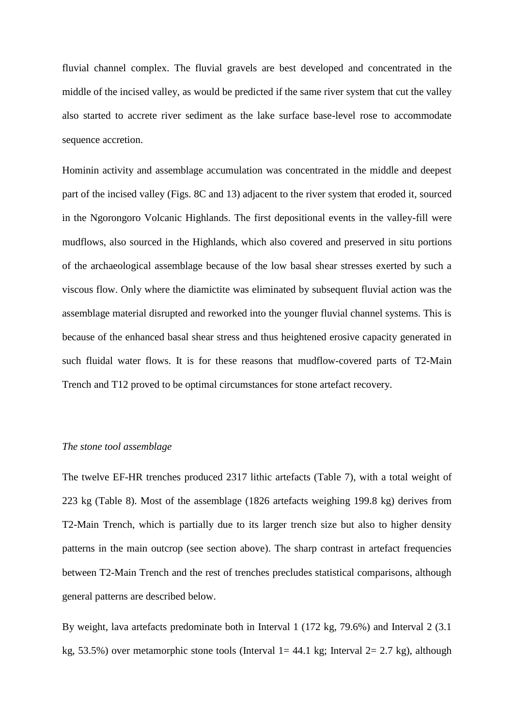fluvial channel complex. The fluvial gravels are best developed and concentrated in the middle of the incised valley, as would be predicted if the same river system that cut the valley also started to accrete river sediment as the lake surface base-level rose to accommodate sequence accretion.

Hominin activity and assemblage accumulation was concentrated in the middle and deepest part of the incised valley (Figs. 8C and 13) adjacent to the river system that eroded it, sourced in the Ngorongoro Volcanic Highlands. The first depositional events in the valley-fill were mudflows, also sourced in the Highlands, which also covered and preserved in situ portions of the archaeological assemblage because of the low basal shear stresses exerted by such a viscous flow. Only where the diamictite was eliminated by subsequent fluvial action was the assemblage material disrupted and reworked into the younger fluvial channel systems. This is because of the enhanced basal shear stress and thus heightened erosive capacity generated in such fluidal water flows. It is for these reasons that mudflow-covered parts of T2-Main Trench and T12 proved to be optimal circumstances for stone artefact recovery.

*The stone tool assemblage*

The twelve EF-HR trenches produced 2317 lithic artefacts (Table 7), with a total weight of 223 kg (Table 8). Most of the assemblage (1826 artefacts weighing 199.8 kg) derives from T2-Main Trench, which is partially due to its larger trench size but also to higher density patterns in the main outcrop (see section above). The sharp contrast in artefact frequencies between T2-Main Trench and the rest of trenches precludes statistical comparisons, although general patterns are described below.

By weight, lava artefacts predominate both in Interval 1 (172 kg, 79.6%) and Interval 2 (3.1 kg, 53.5%) over metamorphic stone tools (Interval 1= 44.1 kg; Interval 2= 2.7 kg), although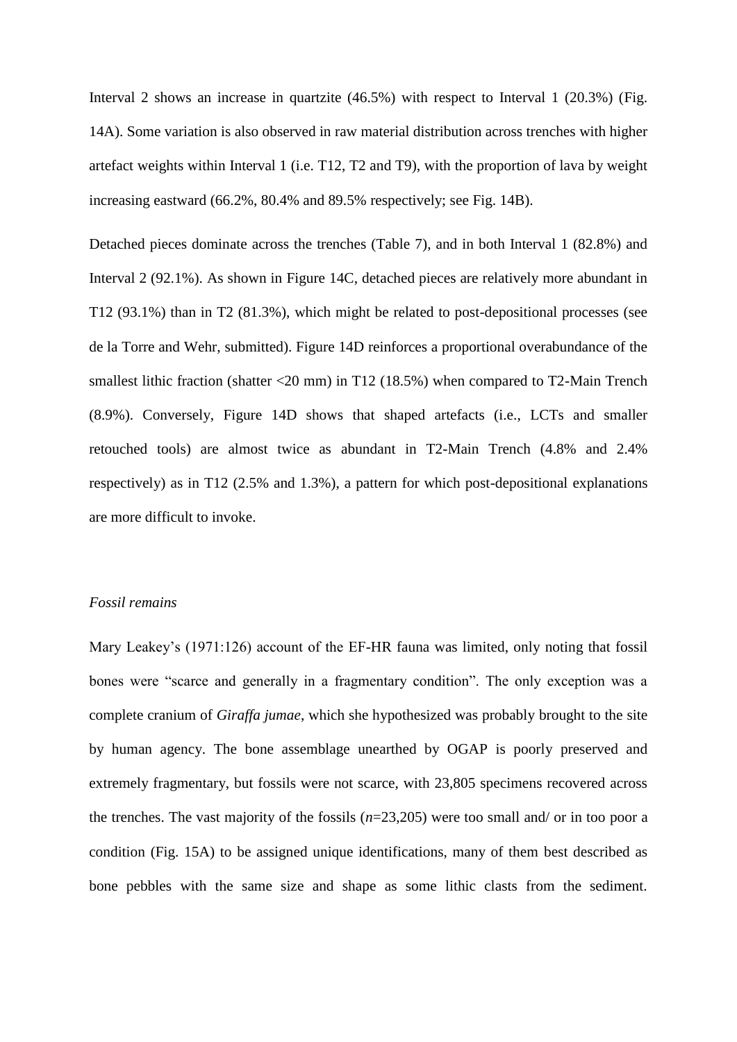Interval 2 shows an increase in quartzite (46.5%) with respect to Interval 1 (20.3%) (Fig. 14A). Some variation is also observed in raw material distribution across trenches with higher artefact weights within Interval 1 (i.e. T12, T2 and T9), with the proportion of lava by weight increasing eastward (66.2%, 80.4% and 89.5% respectively; see Fig. 14B).

Detached pieces dominate across the trenches (Table 7), and in both Interval 1 (82.8%) and Interval 2 (92.1%). As shown in Figure 14C, detached pieces are relatively more abundant in T12 (93.1%) than in T2 (81.3%), which might be related to post-depositional processes (see de la Torre and Wehr, submitted). Figure 14D reinforces a proportional overabundance of the smallest lithic fraction (shatter <20 mm) in T12 (18.5%) when compared to T2-Main Trench (8.9%). Conversely, Figure 14D shows that shaped artefacts (i.e., LCTs and smaller retouched tools) are almost twice as abundant in T2-Main Trench (4.8% and 2.4% respectively) as in T12 (2.5% and 1.3%), a pattern for which post-depositional explanations are more difficult to invoke.

### *Fossil remains*

Mary Leakey's (1971:126) account of the EF-HR fauna was limited, only noting that fossil bones were "scarce and generally in a fragmentary condition". The only exception was a complete cranium of *Giraffa jumae*, which she hypothesized was probably brought to the site by human agency. The bone assemblage unearthed by OGAP is poorly preserved and extremely fragmentary, but fossils were not scarce, with 23,805 specimens recovered across the trenches. The vast majority of the fossils (*n*=23,205) were too small and/ or in too poor a condition (Fig. 15A) to be assigned unique identifications, many of them best described as bone pebbles with the same size and shape as some lithic clasts from the sediment.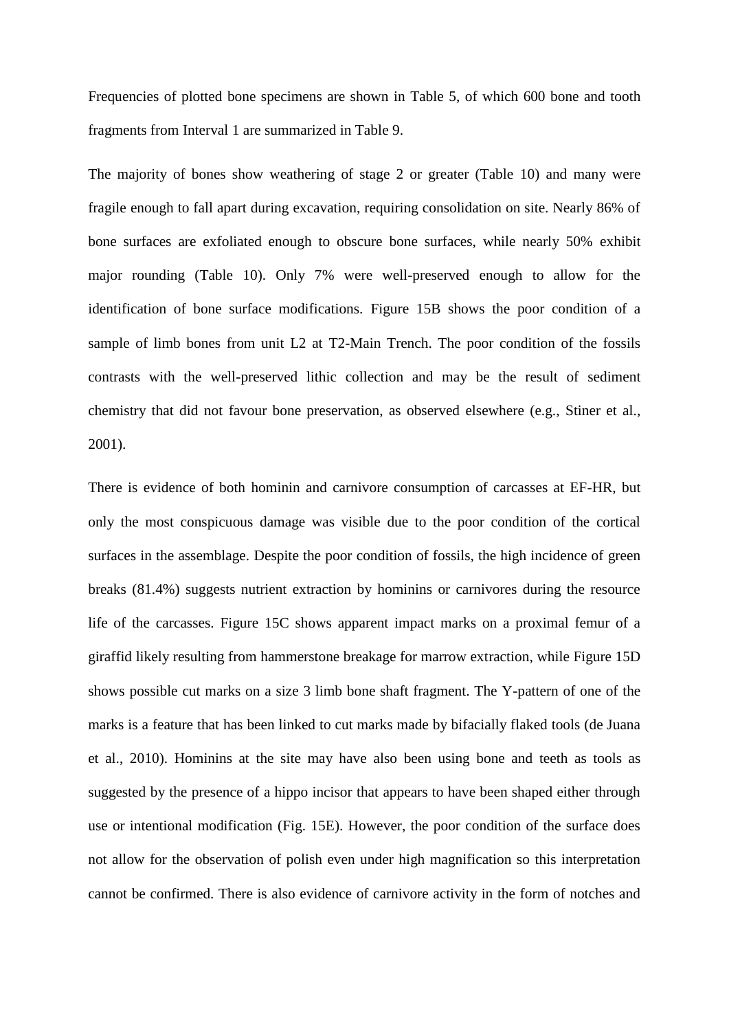Frequencies of plotted bone specimens are shown in Table 5, of which 600 bone and tooth fragments from Interval 1 are summarized in Table 9.

The majority of bones show weathering of stage 2 or greater (Table 10) and many were fragile enough to fall apart during excavation, requiring consolidation on site. Nearly 86% of bone surfaces are exfoliated enough to obscure bone surfaces, while nearly 50% exhibit major rounding (Table 10). Only 7% were well-preserved enough to allow for the identification of bone surface modifications. Figure 15B shows the poor condition of a sample of limb bones from unit L2 at T2-Main Trench. The poor condition of the fossils contrasts with the well-preserved lithic collection and may be the result of sediment chemistry that did not favour bone preservation, as observed elsewhere (e.g., Stiner et al., 2001).

There is evidence of both hominin and carnivore consumption of carcasses at EF-HR, but only the most conspicuous damage was visible due to the poor condition of the cortical surfaces in the assemblage. Despite the poor condition of fossils, the high incidence of green breaks (81.4%) suggests nutrient extraction by hominins or carnivores during the resource life of the carcasses. Figure 15C shows apparent impact marks on a proximal femur of a giraffid likely resulting from hammerstone breakage for marrow extraction, while Figure 15D shows possible cut marks on a size 3 limb bone shaft fragment. The Y-pattern of one of the marks is a feature that has been linked to cut marks made by bifacially flaked tools (de Juana et al., 2010). Hominins at the site may have also been using bone and teeth as tools as suggested by the presence of a hippo incisor that appears to have been shaped either through use or intentional modification (Fig. 15E). However, the poor condition of the surface does not allow for the observation of polish even under high magnification so this interpretation cannot be confirmed. There is also evidence of carnivore activity in the form of notches and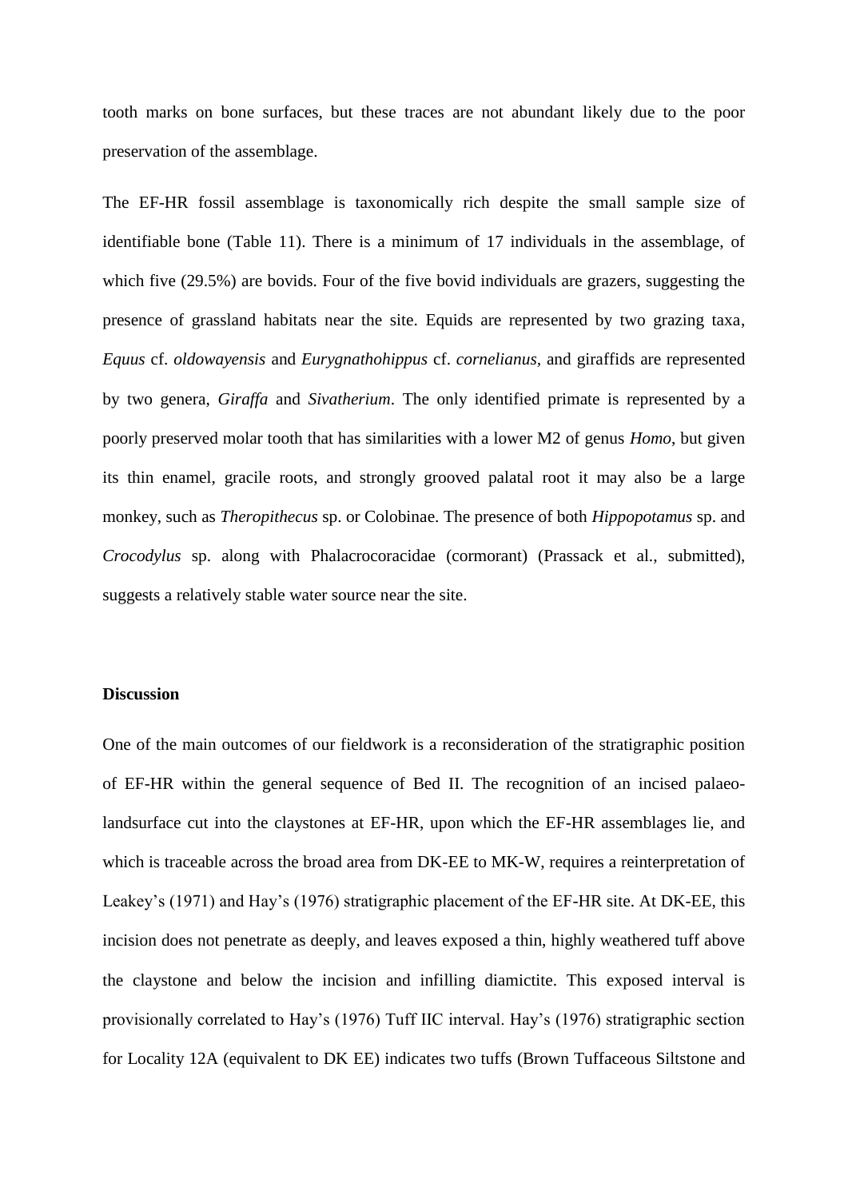tooth marks on bone surfaces, but these traces are not abundant likely due to the poor preservation of the assemblage.

The EF-HR fossil assemblage is taxonomically rich despite the small sample size of identifiable bone (Table 11). There is a minimum of 17 individuals in the assemblage, of which five (29.5%) are bovids. Four of the five bovid individuals are grazers, suggesting the presence of grassland habitats near the site. Equids are represented by two grazing taxa, *Equus* cf. *oldowayensis* and *Eurygnathohippus* cf. *cornelianus,* and giraffids are represented by two genera, *Giraffa* and *Sivatherium*. The only identified primate is represented by a poorly preserved molar tooth that has similarities with a lower M2 of genus *Homo*, but given its thin enamel, gracile roots, and strongly grooved palatal root it may also be a large monkey, such as *Theropithecus* sp. or Colobinae. The presence of both *Hippopotamus* sp. and *Crocodylus* sp. along with Phalacrocoracidae (cormorant) (Prassack et al., submitted), suggests a relatively stable water source near the site.

## Discussion

One of the main outcomes of our fieldwork is a reconsideration of the stratigraphic position of EF-HR within the general sequence of Bed II. The recognition of an incised palaeo-landsurface cut into the claystones at EF-HR, upon which the EF-HR assemblages lie, and which is traceable across the broad area from DK-EE to MK-W, requires a reinterpretation of Leakey's (1971) and Hay's (1976) stratigraphic placement of the EF-HR site. At DK-EE, this incision does not penetrate as deeply, and leaves exposed a thin, highly weathered tuff above the claystone and below the incision and infilling diamictite. This exposed interval is provisionally correlated to Hay's (1976) Tuff IIC interval. Hay's (1976) stratigraphic section for Locality 12A (equivalent to DK EE) indicates two tuffs (Brown Tuffaceous Siltstone and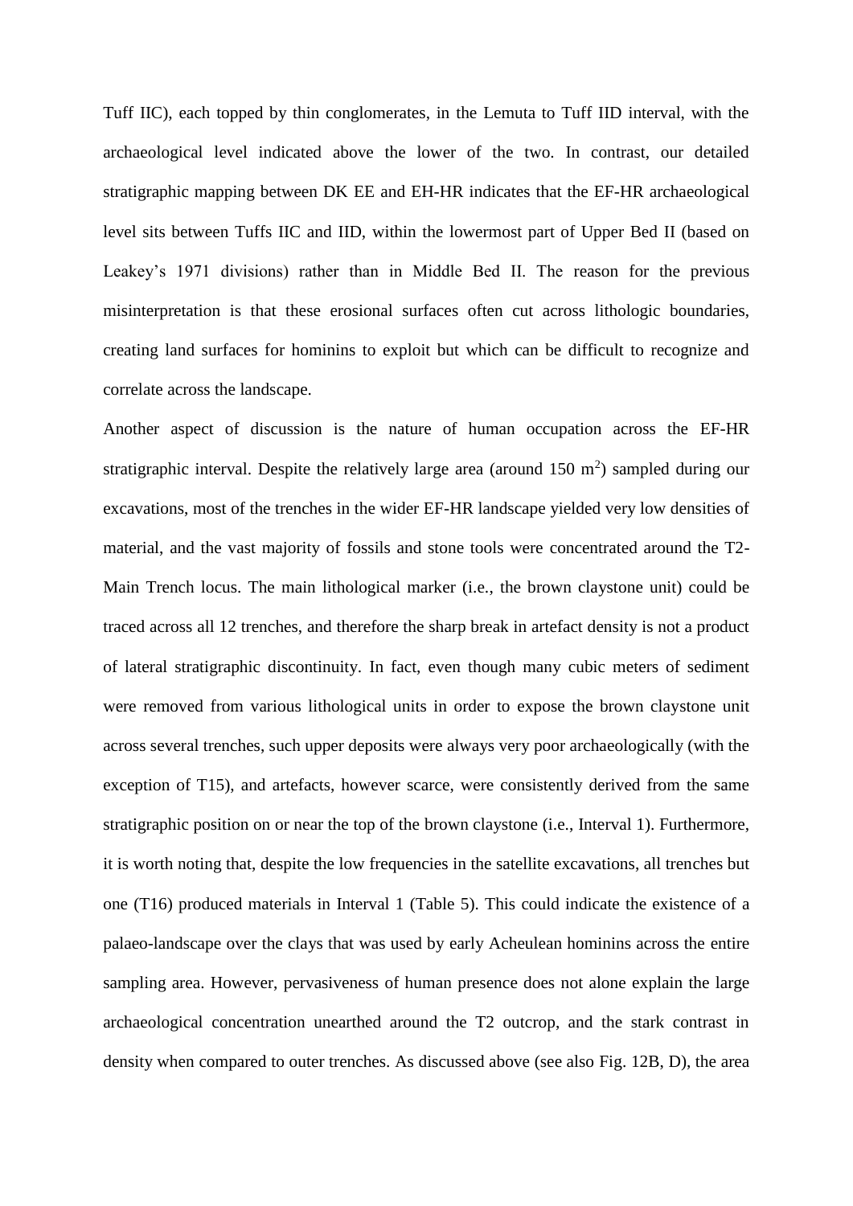Tuff IIC), each topped by thin conglomerates, in the Lemuta to Tuff IID interval, with the archaeological level indicated above the lower of the two. In contrast, our detailed stratigraphic mapping between DK EE and EH-HR indicates that the EF-HR archaeological level sits between Tuffs IIC and IID, within the lowermost part of Upper Bed II (based on Leakey's 1971 divisions) rather than in Middle Bed II. The reason for the previous misinterpretation is that these erosional surfaces often cut across lithologic boundaries, creating land surfaces for hominins to exploit but which can be difficult to recognize and correlate across the landscape.

Another aspect of discussion is the nature of human occupation across the EF-HR stratigraphic interval. Despite the relatively large area (around 150 m$^2$) sampled during our excavations, most of the trenches in the wider EF-HR landscape yielded very low densities of material, and the vast majority of fossils and stone tools were concentrated around the T2-Main Trench locus. The main lithological marker (i.e., the brown claystone unit) could be traced across all 12 trenches, and therefore the sharp break in artefact density is not a product of lateral stratigraphic discontinuity. In fact, even though many cubic meters of sediment were removed from various lithological units in order to expose the brown claystone unit across several trenches, such upper deposits were always very poor archaeologically (with the exception of T15), and artefacts, however scarce, were consistently derived from the same stratigraphic position on or near the top of the brown claystone (i.e., Interval 1). Furthermore, it is worth noting that, despite the low frequencies in the satellite excavations, all trenches but one (T16) produced materials in Interval 1 (Table 5). This could indicate the existence of a palaeo-landscape over the clays that was used by early Acheulean hominins across the entire sampling area. However, pervasiveness of human presence does not alone explain the large archaeological concentration unearthed around the T2 outcrop, and the stark contrast in density when compared to outer trenches. As discussed above (see also Fig. 12B, D), the area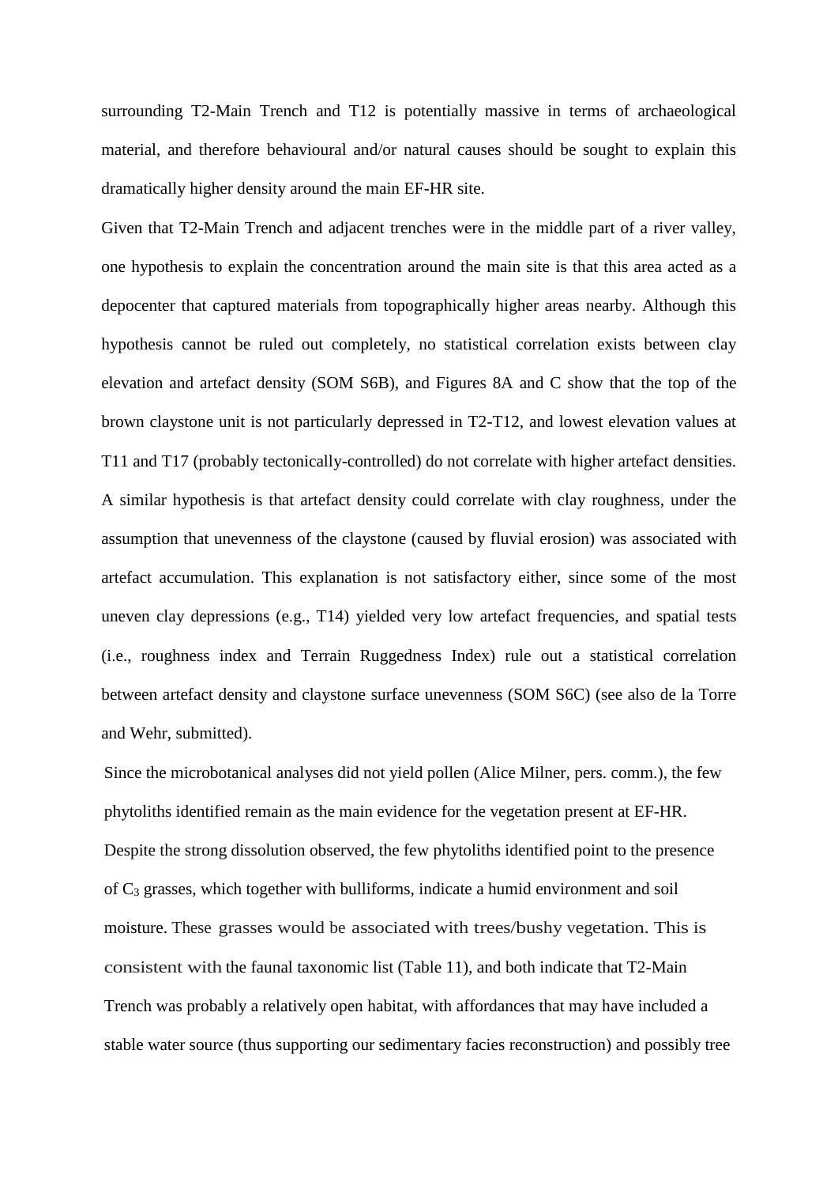surrounding T2-Main Trench and T12 is potentially massive in terms of archaeological material, and therefore behavioural and/or natural causes should be sought to explain this dramatically higher density around the main EF-HR site.

Given that T2-Main Trench and adjacent trenches were in the middle part of a river valley, one hypothesis to explain the concentration around the main site is that this area acted as a depocenter that captured materials from topographically higher areas nearby. Although this hypothesis cannot be ruled out completely, no statistical correlation exists between clay elevation and artefact density (SOM S6B), and Figures 8A and C show that the top of the brown claystone unit is not particularly depressed in T2-T12, and lowest elevation values at T11 and T17 (probably tectonically-controlled) do not correlate with higher artefact densities. A similar hypothesis is that artefact density could correlate with clay roughness, under the assumption that unevenness of the claystone (caused by fluvial erosion) was associated with artefact accumulation. This explanation is not satisfactory either, since some of the most uneven clay depressions (e.g., T14) yielded very low artefact frequencies, and spatial tests (i.e., roughness index and Terrain Ruggedness Index) rule out a statistical correlation between artefact density and claystone surface unevenness (SOM S6C) (see also de la Torre and Wehr, submitted).

Since the microbotanical analyses did not yield pollen (Alice Milner, pers. comm.), the few phytoliths identified remain as the main evidence for the vegetation present at EF-HR. Despite the strong dissolution observed, the few phytoliths identified point to the presence of $C_3$ grasses, which together with bulliforms, indicate a humid environment and soil moisture. These grasses would be associated with trees/bushy vegetation. This is consistent with the faunal taxonomic list (Table 11), and both indicate that T2-Main Trench was probably a relatively open habitat, with affordances that may have included a stable water source (thus supporting our sedimentary facies reconstruction) and possibly tree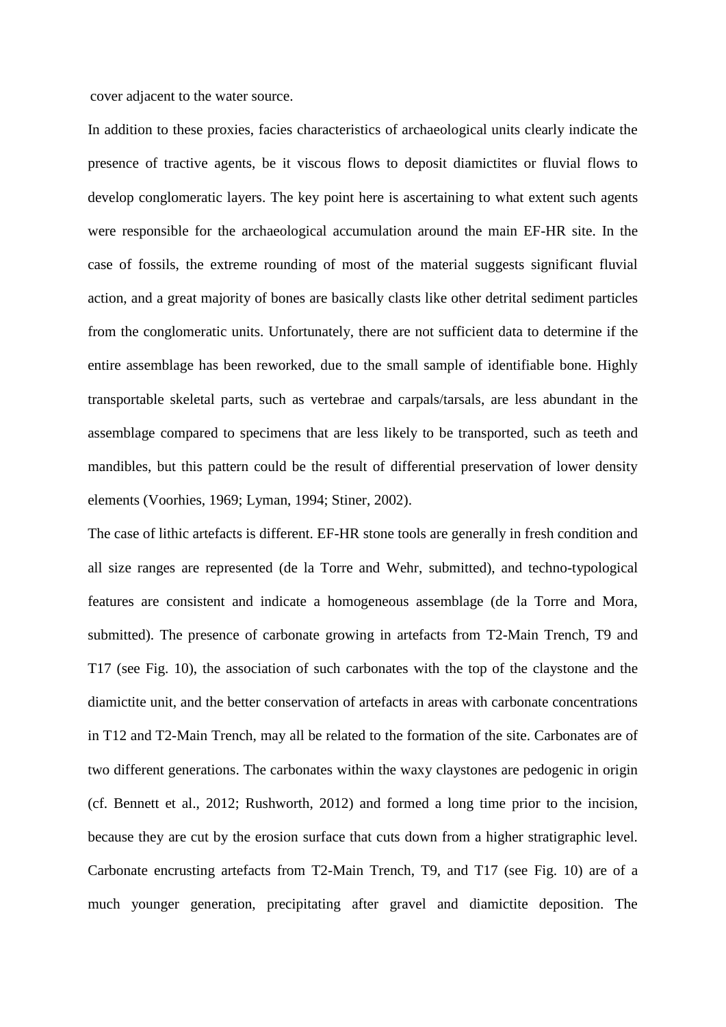cover adjacent to the water source.

In addition to these proxies, facies characteristics of archaeological units clearly indicate the presence of tractive agents, be it viscous flows to deposit diamictites or fluvial flows to develop conglomeratic layers. The key point here is ascertaining to what extent such agents were responsible for the archaeological accumulation around the main EF-HR site. In the case of fossils, the extreme rounding of most of the material suggests significant fluvial action, and a great majority of bones are basically clasts like other detrital sediment particles from the conglomeratic units. Unfortunately, there are not sufficient data to determine if the entire assemblage has been reworked, due to the small sample of identifiable bone. Highly transportable skeletal parts, such as vertebrae and carpals/tarsals, are less abundant in the assemblage compared to specimens that are less likely to be transported, such as teeth and mandibles, but this pattern could be the result of differential preservation of lower density elements (Voorhies, 1969; Lyman, 1994; Stiner, 2002).

The case of lithic artefacts is different. EF-HR stone tools are generally in fresh condition and all size ranges are represented (de la Torre and Wehr, submitted), and techno-typological features are consistent and indicate a homogeneous assemblage (de la Torre and Mora, submitted). The presence of carbonate growing in artefacts from T2-Main Trench, T9 and T17 (see Fig. 10), the association of such carbonates with the top of the claystone and the diamictite unit, and the better conservation of artefacts in areas with carbonate concentrations in T12 and T2-Main Trench, may all be related to the formation of the site. Carbonates are of two different generations. The carbonates within the waxy claystones are pedogenic in origin (cf. Bennett et al., 2012; Rushworth, 2012) and formed a long time prior to the incision, because they are cut by the erosion surface that cuts down from a higher stratigraphic level. Carbonate encrusting artefacts from T2-Main Trench, T9, and T17 (see Fig. 10) are of a much younger generation, precipitating after gravel and diamictite deposition. The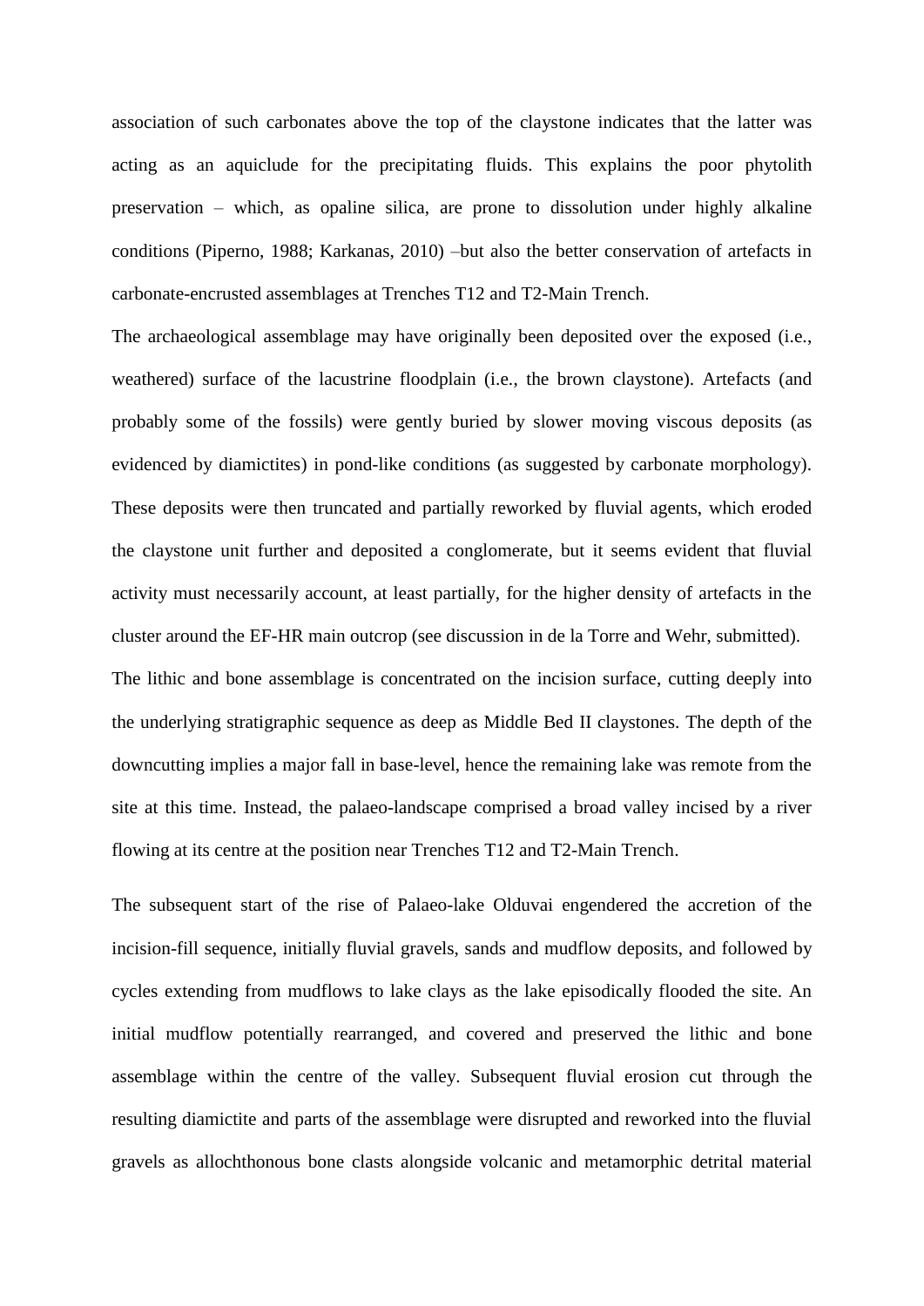association of such carbonates above the top of the claystone indicates that the latter was acting as an aquiclude for the precipitating fluids. This explains the poor phytolith preservation – which, as opaline silica, are prone to dissolution under highly alkaline conditions (Piperno, 1988; Karkanas, 2010) –but also the better conservation of artefacts in carbonate-encrusted assemblages at Trenches T12 and T2-Main Trench.

The archaeological assemblage may have originally been deposited over the exposed (i.e., weathered) surface of the lacustrine floodplain (i.e., the brown claystone). Artefacts (and probably some of the fossils) were gently buried by slower moving viscous deposits (as evidenced by diamictites) in pond-like conditions (as suggested by carbonate morphology). These deposits were then truncated and partially reworked by fluvial agents, which eroded the claystone unit further and deposited a conglomerate, but it seems evident that fluvial activity must necessarily account, at least partially, for the higher density of artefacts in the cluster around the EF-HR main outcrop (see discussion in de la Torre and Wehr, submitted).

The lithic and bone assemblage is concentrated on the incision surface, cutting deeply into the underlying stratigraphic sequence as deep as Middle Bed II claystones. The depth of the downcutting implies a major fall in base-level, hence the remaining lake was remote from the site at this time. Instead, the palaeo-landscape comprised a broad valley incised by a river flowing at its centre at the position near Trenches T12 and T2-Main Trench.

The subsequent start of the rise of Palaeo-lake Olduvai engendered the accretion of the incision-fill sequence, initially fluvial gravels, sands and mudflow deposits, and followed by cycles extending from mudflows to lake clays as the lake episodically flooded the site. An initial mudflow potentially rearranged, and covered and preserved the lithic and bone assemblage within the centre of the valley. Subsequent fluvial erosion cut through the resulting diamictite and parts of the assemblage were disrupted and reworked into the fluvial gravels as allochthonous bone clasts alongside volcanic and metamorphic detrital material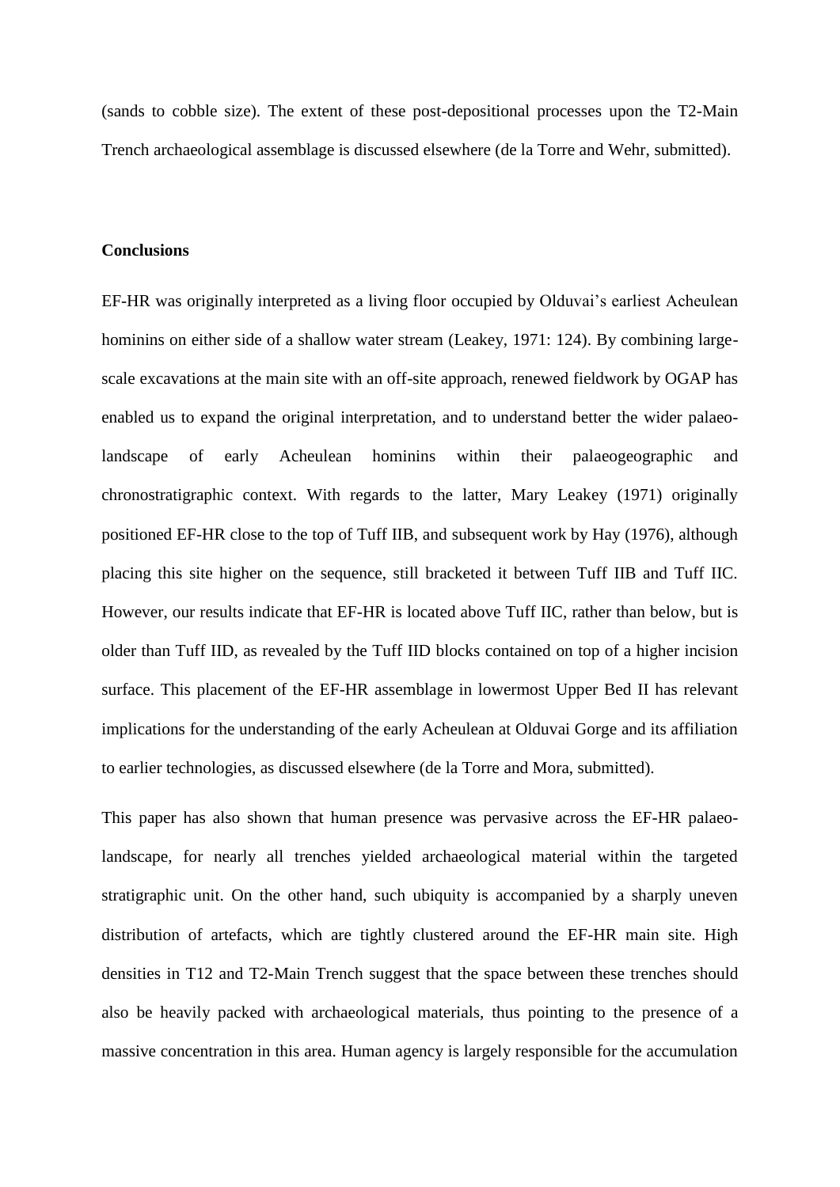(sands to cobble size). The extent of these post-depositional processes upon the T2-Main Trench archaeological assemblage is discussed elsewhere (de la Torre and Wehr, submitted).

## Conclusions

EF-HR was originally interpreted as a living floor occupied by Olduvai's earliest Acheulean hominins on either side of a shallow water stream (Leakey, 1971: 124). By combining large-scale excavations at the main site with an off-site approach, renewed fieldwork by OGAP has enabled us to expand the original interpretation, and to understand better the wider palaeo-landscape of early Acheulean hominins within their palaeogeographic and chronostratigraphic context. With regards to the latter, Mary Leakey (1971) originally positioned EF-HR close to the top of Tuff IIB, and subsequent work by Hay (1976), although placing this site higher on the sequence, still bracketed it between Tuff IIB and Tuff IIC. However, our results indicate that EF-HR is located above Tuff IIC, rather than below, but is older than Tuff IID, as revealed by the Tuff IID blocks contained on top of a higher incision surface. This placement of the EF-HR assemblage in lowermost Upper Bed II has relevant implications for the understanding of the early Acheulean at Olduvai Gorge and its affiliation to earlier technologies, as discussed elsewhere (de la Torre and Mora, submitted).

This paper has also shown that human presence was pervasive across the EF-HR palaeo-landscape, for nearly all trenches yielded archaeological material within the targeted stratigraphic unit. On the other hand, such ubiquity is accompanied by a sharply uneven distribution of artefacts, which are tightly clustered around the EF-HR main site. High densities in T12 and T2-Main Trench suggest that the space between these trenches should also be heavily packed with archaeological materials, thus pointing to the presence of a massive concentration in this area. Human agency is largely responsible for the accumulation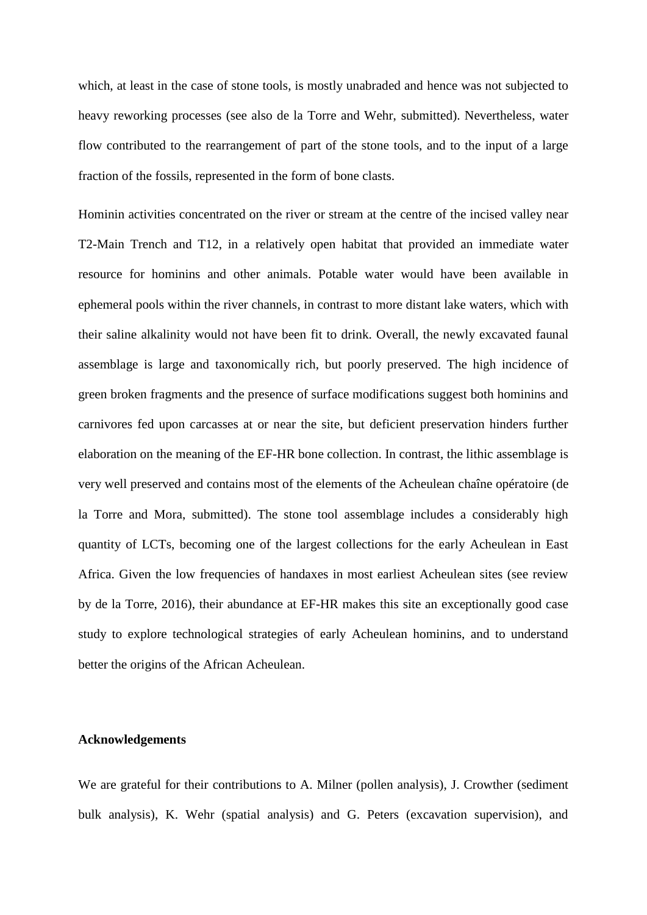which, at least in the case of stone tools, is mostly unabraded and hence was not subjected to heavy reworking processes (see also de la Torre and Wehr, submitted). Nevertheless, water flow contributed to the rearrangement of part of the stone tools, and to the input of a large fraction of the fossils, represented in the form of bone clasts.

Hominin activities concentrated on the river or stream at the centre of the incised valley near T2-Main Trench and T12, in a relatively open habitat that provided an immediate water resource for hominins and other animals. Potable water would have been available in ephemeral pools within the river channels, in contrast to more distant lake waters, which with their saline alkalinity would not have been fit to drink. Overall, the newly excavated faunal assemblage is large and taxonomically rich, but poorly preserved. The high incidence of green broken fragments and the presence of surface modifications suggest both hominins and carnivores fed upon carcasses at or near the site, but deficient preservation hinders further elaboration on the meaning of the EF-HR bone collection. In contrast, the lithic assemblage is very well preserved and contains most of the elements of the Acheulean chaîne opératoire (de la Torre and Mora, submitted). The stone tool assemblage includes a considerably high quantity of LCTs, becoming one of the largest collections for the early Acheulean in East Africa. Given the low frequencies of handaxes in most earliest Acheulean sites (see review by de la Torre, 2016), their abundance at EF-HR makes this site an exceptionally good case study to explore technological strategies of early Acheulean hominins, and to understand better the origins of the African Acheulean.

## Acknowledgements

We are grateful for their contributions to A. Milner (pollen analysis), J. Crowther (sediment bulk analysis), K. Wehr (spatial analysis) and G. Peters (excavation supervision), and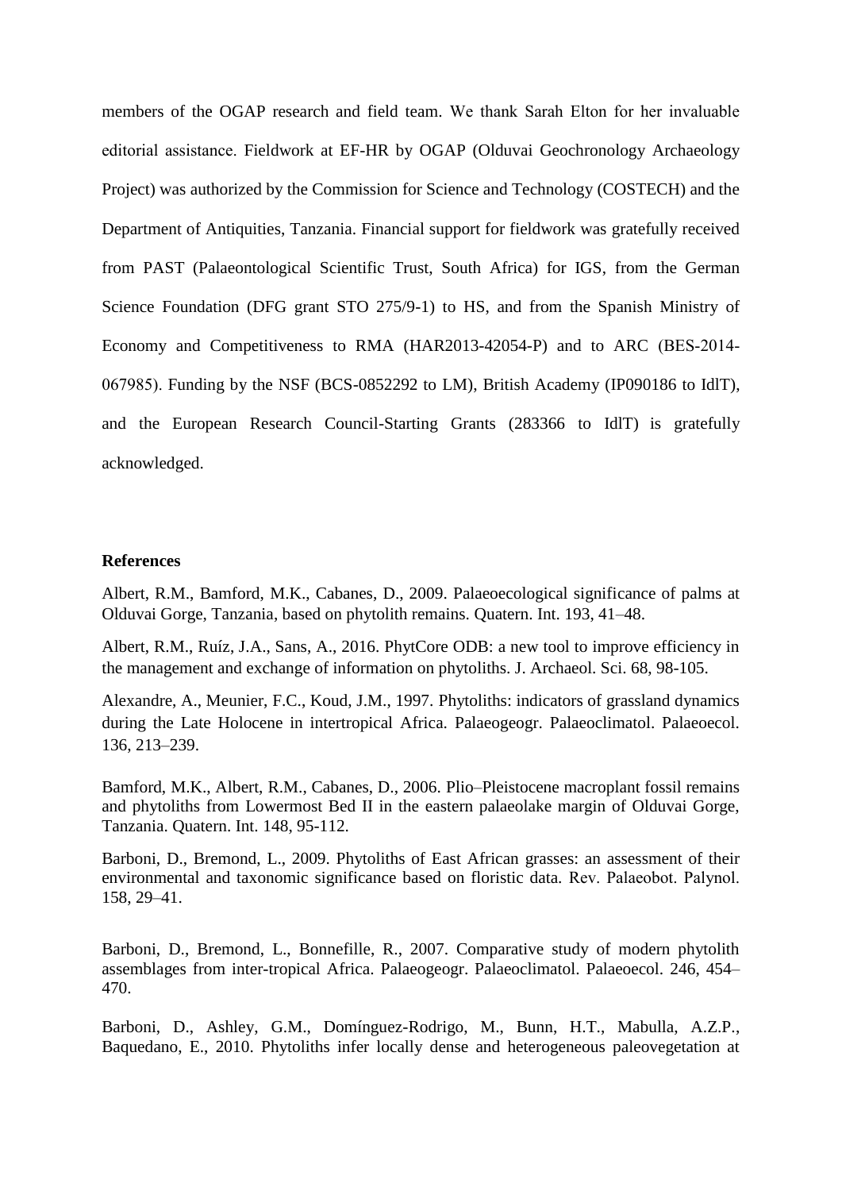members of the OGAP research and field team. We thank Sarah Elton for her invaluable editorial assistance. Fieldwork at EF-HR by OGAP (Olduvai Geochronology Archaeology Project) was authorized by the Commission for Science and Technology (COSTECH) and the Department of Antiquities, Tanzania. Financial support for fieldwork was gratefully received from PAST (Palaeontological Scientific Trust, South Africa) for IGS, from the German Science Foundation (DFG grant STO 275/9-1) to HS, and from the Spanish Ministry of Economy and Competitiveness to RMA (HAR2013-42054-P) and to ARC (BES-2014-067985). Funding by the NSF (BCS-0852292 to LM), British Academy (IP090186 to IdlT), and the European Research Council-Starting Grants (283366 to IdlT) is gratefully acknowledged.

## References

Albert, R.M., Bamford, M.K., Cabanes, D., 2009. Palaeoecological significance of palms at Olduvai Gorge, Tanzania, based on phytolith remains. Quatern. Int. 193, 41–48.

Albert, R.M., Ruíz, J.A., Sans, A., 2016. PhytCore ODB: a new tool to improve efficiency in the management and exchange of information on phytoliths. J. Archaeol. Sci. 68, 98-105.

Alexandre, A., Meunier, F.C., Koud, J.M., 1997. Phytoliths: indicators of grassland dynamics during the Late Holocene in intertropical Africa. Palaeogeogr. Palaeoclimatol. Palaeoecol. 136, 213–239.

Bamford, M.K., Albert, R.M., Cabanes, D., 2006. Plio–Pleistocene macroplant fossil remains and phytoliths from Lowermost Bed II in the eastern palaeolake margin of Olduvai Gorge, Tanzania. Quatern. Int. 148, 95-112.

Barboni, D., Bremond, L., 2009. Phytoliths of East African grasses: an assessment of their environmental and taxonomic significance based on floristic data. Rev. Palaeobot. Palynol. 158, 29–41.

Barboni, D., Bremond, L., Bonnefille, R., 2007. Comparative study of modern phytolith assemblages from inter-tropical Africa. Palaeogeogr. Palaeoclimatol. Palaeoecol. 246, 454–470.

Barboni, D., Ashley, G.M., Domínguez-Rodrigo, M., Bunn, H.T., Mabulla, A.Z.P., Baquedano, E., 2010. Phytoliths infer locally dense and heterogeneous paleovegetation at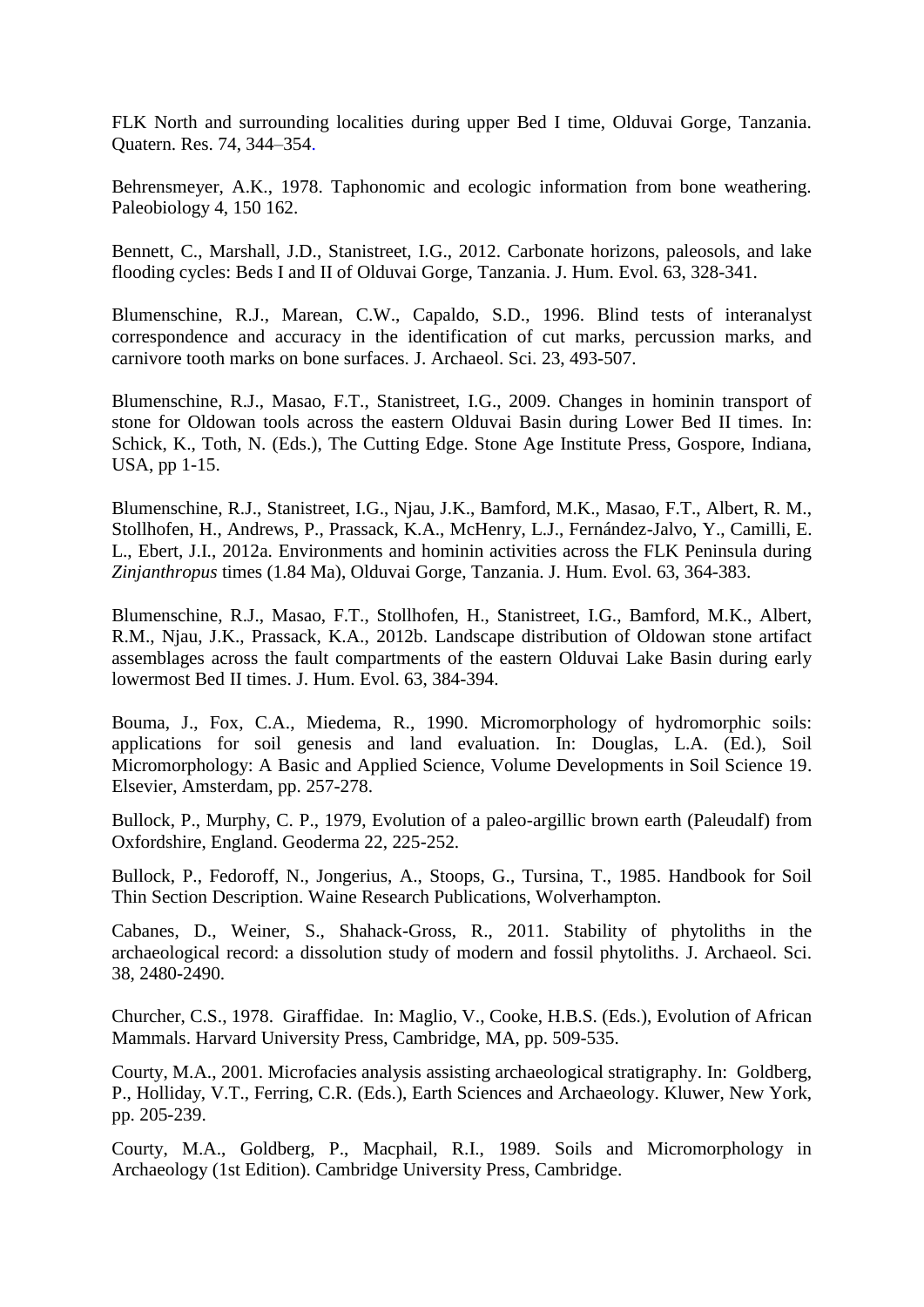FLK North and surrounding localities during upper Bed I time, Olduvai Gorge, Tanzania. Quatern. Res. 74, 344–354.

Behrensmeyer, A.K., 1978. Taphonomic and ecologic information from bone weathering. Paleobiology 4, 150 162.

Bennett, C., Marshall, J.D., Stanistreet, I.G., 2012. Carbonate horizons, paleosols, and lake flooding cycles: Beds I and II of Olduvai Gorge, Tanzania. J. Hum. Evol. 63, 328-341.

Blumenschine, R.J., Marean, C.W., Capaldo, S.D., 1996. Blind tests of interanalyst correspondence and accuracy in the identification of cut marks, percussion marks, and carnivore tooth marks on bone surfaces. J. Archaeol. Sci. 23, 493-507.

Blumenschine, R.J., Masao, F.T., Stanistreet, I.G., 2009. Changes in hominin transport of stone for Oldowan tools across the eastern Olduvai Basin during Lower Bed II times. In: Schick, K., Toth, N. (Eds.), The Cutting Edge. Stone Age Institute Press, Gospore, Indiana, USA, pp 1-15.

Blumenschine, R.J., Stanistreet, I.G., Njau, J.K., Bamford, M.K., Masao, F.T., Albert, R. M., Stollhofen, H., Andrews, P., Prassack, K.A., McHenry, L.J., Fernández-Jalvo, Y., Camilli, E. L., Ebert, J.I., 2012a. Environments and hominin activities across the FLK Peninsula during *Zinjanthropus* times (1.84 Ma), Olduvai Gorge, Tanzania. J. Hum. Evol. 63, 364-383.

Blumenschine, R.J., Masao, F.T., Stollhofen, H., Stanistreet, I.G., Bamford, M.K., Albert, R.M., Njau, J.K., Prassack, K.A., 2012b. Landscape distribution of Oldowan stone artifact assemblages across the fault compartments of the eastern Olduvai Lake Basin during early lowermost Bed II times. J. Hum. Evol. 63, 384-394.

Bouma, J., Fox, C.A., Miedema, R., 1990. Micromorphology of hydromorphic soils: applications for soil genesis and land evaluation. In: Douglas, L.A. (Ed.), Soil Micromorphology: A Basic and Applied Science, Volume Developments in Soil Science 19. Elsevier, Amsterdam, pp. 257-278.

Bullock, P., Murphy, C. P., 1979, Evolution of a paleo-argillic brown earth (Paleudalf) from Oxfordshire, England. Geoderma 22, 225-252.

Bullock, P., Fedoroff, N., Jongerius, A., Stoops, G., Tursina, T., 1985. Handbook for Soil Thin Section Description. Waine Research Publications, Wolverhampton.

Cabanes, D., Weiner, S., Shahack-Gross, R., 2011. Stability of phytoliths in the archaeological record: a dissolution study of modern and fossil phytoliths. J. Archaeol. Sci. 38, 2480-2490.

Churcher, C.S., 1978. Giraffidae. In: Maglio, V., Cooke, H.B.S. (Eds.), Evolution of African Mammals. Harvard University Press, Cambridge, MA, pp. 509-535.

Courty, M.A., 2001. Microfacies analysis assisting archaeological stratigraphy. In: Goldberg, P., Holliday, V.T., Ferring, C.R. (Eds.), Earth Sciences and Archaeology. Kluwer, New York, pp. 205-239.

Courty, M.A., Goldberg, P., Macphail, R.I., 1989. Soils and Micromorphology in Archaeology (1st Edition). Cambridge University Press, Cambridge.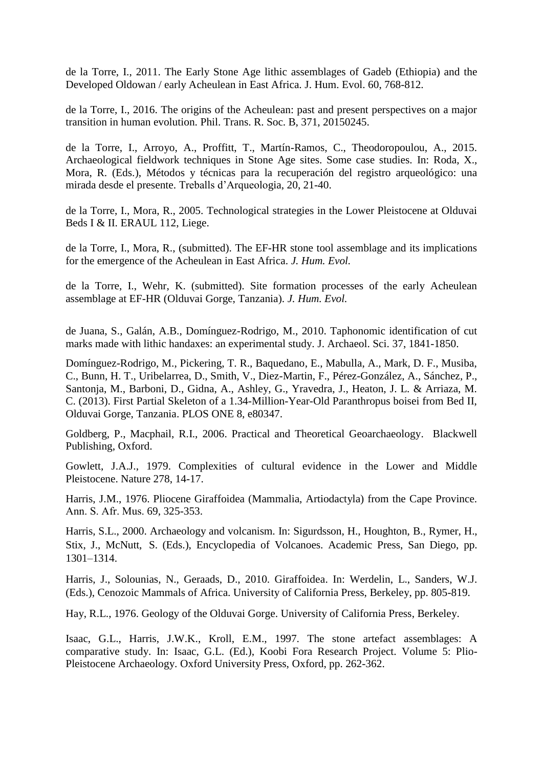de la Torre, I., 2011. The Early Stone Age lithic assemblages of Gadeb (Ethiopia) and the Developed Oldowan / early Acheulean in East Africa. J. Hum. Evol. 60, 768-812.

de la Torre, I., 2016. The origins of the Acheulean: past and present perspectives on a major transition in human evolution. Phil. Trans. R. Soc. B, 371, 20150245.

de la Torre, I., Arroyo, A., Proffitt, T., Martín-Ramos, C., Theodoropoulou, A., 2015. Archaeological fieldwork techniques in Stone Age sites. Some case studies. In: Roda, X., Mora, R. (Eds.), Métodos y técnicas para la recuperación del registro arqueológico: una mirada desde el presente. Treballs d'Arqueologia, 20, 21-40.

de la Torre, I., Mora, R., 2005. Technological strategies in the Lower Pleistocene at Olduvai Beds I & II. ERAUL 112, Liege.

de la Torre, I., Mora, R., (submitted). The EF-HR stone tool assemblage and its implications for the emergence of the Acheulean in East Africa. *J. Hum. Evol.*

de la Torre, I., Wehr, K. (submitted). Site formation processes of the early Acheulean assemblage at EF-HR (Olduvai Gorge, Tanzania). *J. Hum. Evol.*

de Juana, S., Galán, A.B., Domínguez-Rodrigo, M., 2010. Taphonomic identification of cut marks made with lithic handaxes: an experimental study. J. Archaeol. Sci. 37, 1841-1850.

Domínguez-Rodrigo, M., Pickering, T. R., Baquedano, E., Mabulla, A., Mark, D. F., Musiba, C., Bunn, H. T., Uribelarrea, D., Smith, V., Diez-Martin, F., Pérez-González, A., Sánchez, P., Santonja, M., Barboni, D., Gidna, A., Ashley, G., Yravedra, J., Heaton, J. L. & Arriaza, M. C. (2013). First Partial Skeleton of a 1.34-Million-Year-Old Paranthropus boisei from Bed II, Olduvai Gorge, Tanzania. PLOS ONE 8, e80347.

Goldberg, P., Macphail, R.I., 2006. Practical and Theoretical Geoarchaeology. Blackwell Publishing, Oxford.

Gowlett, J.A.J., 1979. Complexities of cultural evidence in the Lower and Middle Pleistocene. Nature 278, 14-17.

Harris, J.M., 1976. Pliocene Giraffoidea (Mammalia, Artiodactyla) from the Cape Province. Ann. S. Afr. Mus. 69, 325-353.

Harris, S.L., 2000. Archaeology and volcanism. In: Sigurdsson, H., Houghton, B., Rymer, H., Stix, J., McNutt, S. (Eds.), Encyclopedia of Volcanoes. Academic Press, San Diego, pp. 1301–1314.

Harris, J., Solounias, N., Geraads, D., 2010. Giraffoidea. In: Werdelin, L., Sanders, W.J. (Eds.), Cenozoic Mammals of Africa. University of California Press, Berkeley, pp. 805-819.

Hay, R.L., 1976. Geology of the Olduvai Gorge. University of California Press, Berkeley.

Isaac, G.L., Harris, J.W.K., Kroll, E.M., 1997. The stone artefact assemblages: A comparative study. In: Isaac, G.L. (Ed.), Koobi Fora Research Project. Volume 5: Plio-Pleistocene Archaeology. Oxford University Press, Oxford, pp. 262-362.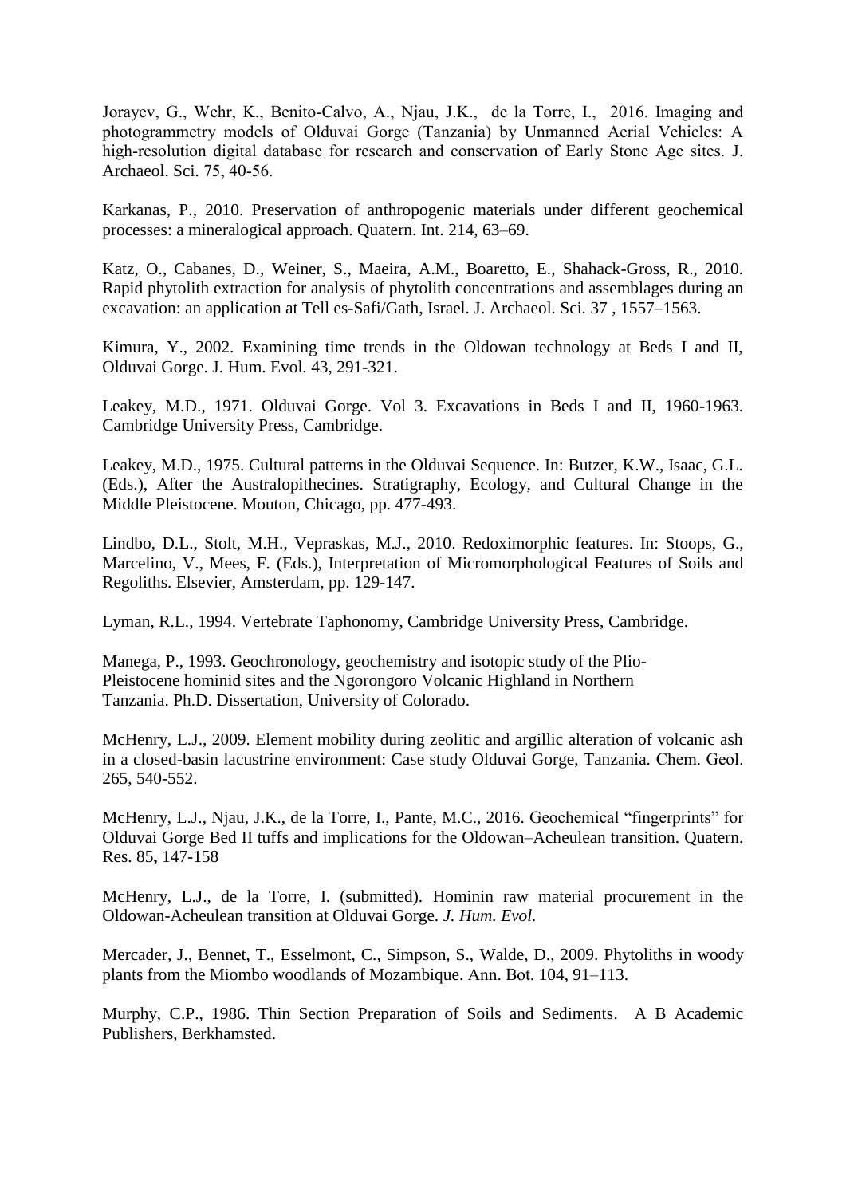Jorayev, G., Wehr, K., Benito-Calvo, A., Njau, J.K., de la Torre, I., 2016. Imaging and photogrammetry models of Olduvai Gorge (Tanzania) by Unmanned Aerial Vehicles: A high-resolution digital database for research and conservation of Early Stone Age sites. J. Archaeol. Sci. 75, 40-56.

Karkanas, P., 2010. Preservation of anthropogenic materials under different geochemical processes: a mineralogical approach. Quatern. Int. 214, 63–69.

Katz, O., Cabanes, D., Weiner, S., Maeira, A.M., Boaretto, E., Shahack-Gross, R., 2010. Rapid phytolith extraction for analysis of phytolith concentrations and assemblages during an excavation: an application at Tell es-Safi/Gath, Israel. J. Archaeol. Sci. 37 , 1557–1563.

Kimura, Y., 2002. Examining time trends in the Oldowan technology at Beds I and II, Olduvai Gorge. J. Hum. Evol. 43, 291-321.

Leakey, M.D., 1971. Olduvai Gorge. Vol 3. Excavations in Beds I and II, 1960-1963. Cambridge University Press, Cambridge.

Leakey, M.D., 1975. Cultural patterns in the Olduvai Sequence. In: Butzer, K.W., Isaac, G.L. (Eds.), After the Australopithecines. Stratigraphy, Ecology, and Cultural Change in the Middle Pleistocene. Mouton, Chicago, pp. 477-493.

Lindbo, D.L., Stolt, M.H., Vepraskas, M.J., 2010. Redoximorphic features. In: Stoops, G., Marcelino, V., Mees, F. (Eds.), Interpretation of Micromorphological Features of Soils and Regoliths. Elsevier, Amsterdam, pp. 129-147.

Lyman, R.L., 1994. Vertebrate Taphonomy, Cambridge University Press, Cambridge.

Manega, P., 1993. Geochronology, geochemistry and isotopic study of the Plio-Pleistocene hominid sites and the Ngorongoro Volcanic Highland in Northern Tanzania. Ph.D. Dissertation, University of Colorado.

McHenry, L.J., 2009. Element mobility during zeolitic and argillic alteration of volcanic ash in a closed-basin lacustrine environment: Case study Olduvai Gorge, Tanzania. Chem. Geol. 265, 540-552.

McHenry, L.J., Njau, J.K., de la Torre, I., Pante, M.C., 2016. Geochemical "fingerprints" for Olduvai Gorge Bed II tuffs and implications for the Oldowan–Acheulean transition. Quatern. Res. 85**,** 147-158

McHenry, L.J., de la Torre, I. (submitted). Hominin raw material procurement in the Oldowan-Acheulean transition at Olduvai Gorge. *J. Hum. Evol.*

Mercader, J., Bennet, T., Esselmont, C., Simpson, S., Walde, D., 2009. Phytoliths in woody plants from the Miombo woodlands of Mozambique. Ann. Bot. 104, 91–113.

Murphy, C.P., 1986. Thin Section Preparation of Soils and Sediments. A B Academic Publishers, Berkhamsted.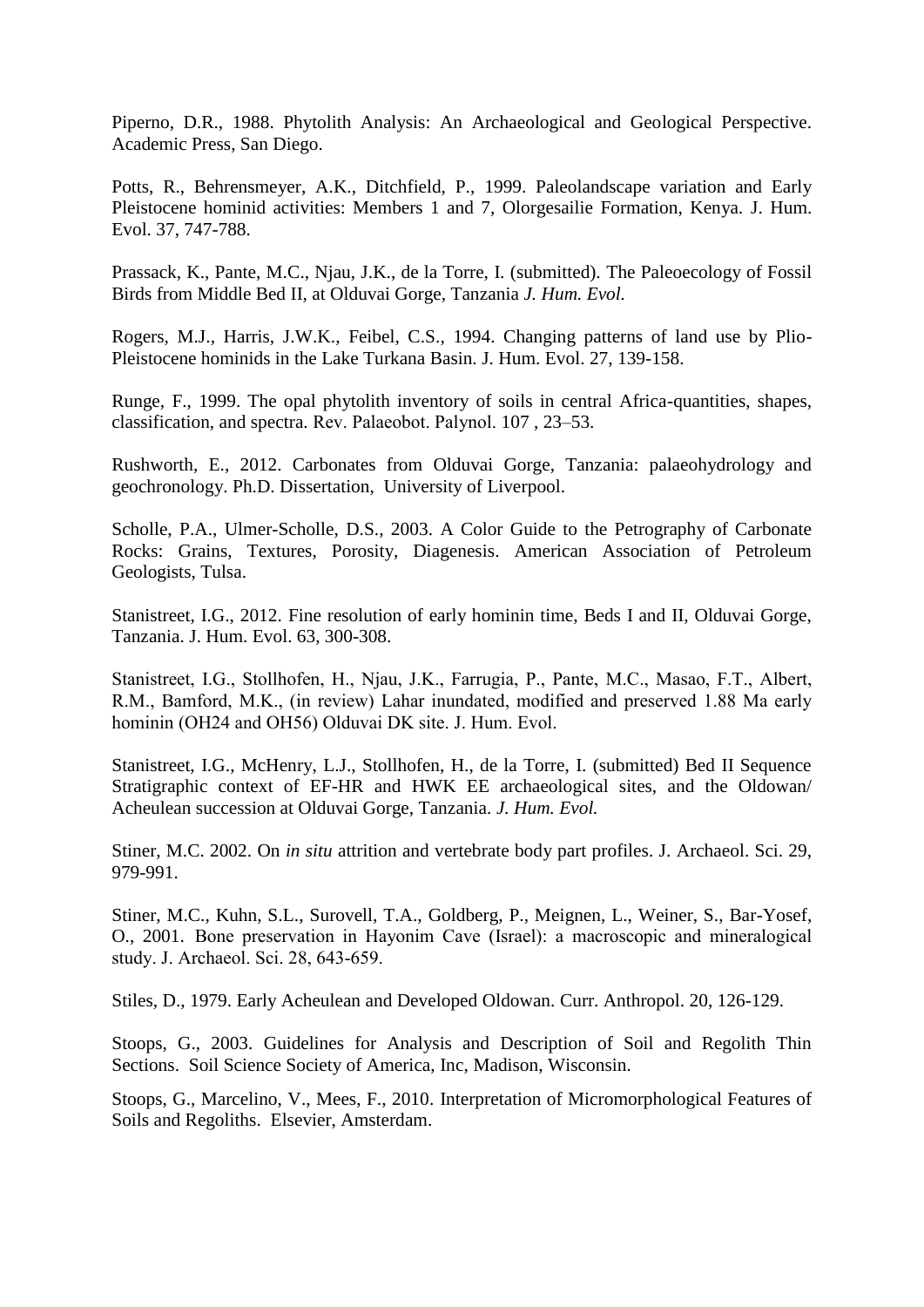Piperno, D.R., 1988. Phytolith Analysis: An Archaeological and Geological Perspective. Academic Press, San Diego.

Potts, R., Behrensmeyer, A.K., Ditchfield, P., 1999. Paleolandscape variation and Early Pleistocene hominid activities: Members 1 and 7, Olorgesailie Formation, Kenya. J. Hum. Evol. 37, 747-788.

Prassack, K., Pante, M.C., Njau, J.K., de la Torre, I. (submitted). The Paleoecology of Fossil Birds from Middle Bed II, at Olduvai Gorge, Tanzania *J. Hum. Evol.*

Rogers, M.J., Harris, J.W.K., Feibel, C.S., 1994. Changing patterns of land use by Plio-Pleistocene hominids in the Lake Turkana Basin. J. Hum. Evol. 27, 139-158.

Runge, F., 1999. The opal phytolith inventory of soils in central Africa-quantities, shapes, classification, and spectra. Rev. Palaeobot. Palynol. 107 , 23–53.

Rushworth, E., 2012. Carbonates from Olduvai Gorge, Tanzania: palaeohydrology and geochronology. Ph.D. Dissertation, University of Liverpool.

Scholle, P.A., Ulmer-Scholle, D.S., 2003. A Color Guide to the Petrography of Carbonate Rocks: Grains, Textures, Porosity, Diagenesis. American Association of Petroleum Geologists, Tulsa.

Stanistreet, I.G., 2012. Fine resolution of early hominin time, Beds I and II, Olduvai Gorge, Tanzania. J. Hum. Evol. 63, 300-308.

Stanistreet, I.G., Stollhofen, H., Njau, J.K., Farrugia, P., Pante, M.C., Masao, F.T., Albert, R.M., Bamford, M.K., (in review) Lahar inundated, modified and preserved 1.88 Ma early hominin (OH24 and OH56) Olduvai DK site. J. Hum. Evol.

Stanistreet, I.G., McHenry, L.J., Stollhofen, H., de la Torre, I. (submitted) Bed II Sequence Stratigraphic context of EF-HR and HWK EE archaeological sites, and the Oldowan/ Acheulean succession at Olduvai Gorge, Tanzania. *J. Hum. Evol.*

Stiner, M.C. 2002. On *in situ* attrition and vertebrate body part profiles. J. Archaeol. Sci. 29, 979-991.

Stiner, M.C., Kuhn, S.L., Surovell, T.A., Goldberg, P., Meignen, L., Weiner, S., Bar-Yosef, O., 2001. Bone preservation in Hayonim Cave (Israel): a macroscopic and mineralogical study. J. Archaeol. Sci. 28, 643-659.

Stiles, D., 1979. Early Acheulean and Developed Oldowan. Curr. Anthropol. 20, 126-129.

Stoops, G., 2003. Guidelines for Analysis and Description of Soil and Regolith Thin Sections. Soil Science Society of America, Inc, Madison, Wisconsin.

Stoops, G., Marcelino, V., Mees, F., 2010. Interpretation of Micromorphological Features of Soils and Regoliths. Elsevier, Amsterdam.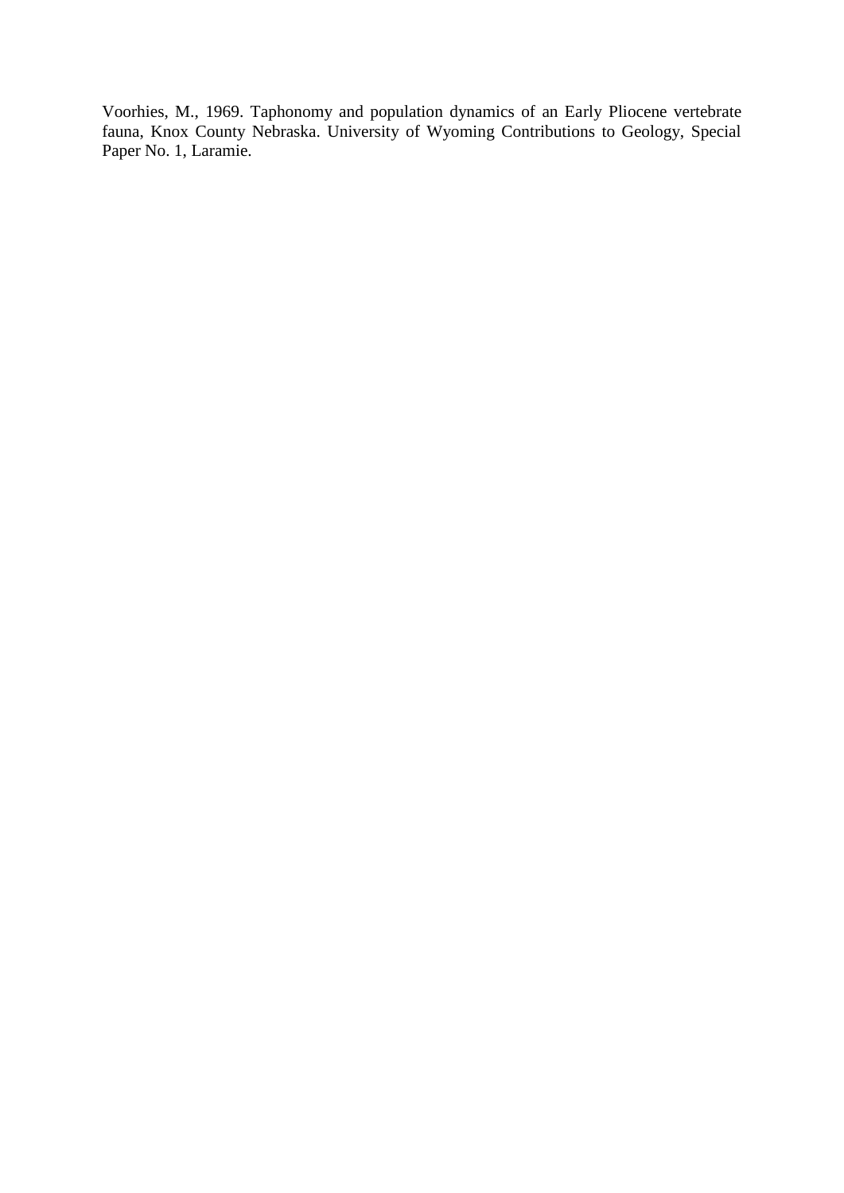Voorhies, M., 1969. Taphonomy and population dynamics of an Early Pliocene vertebrate fauna, Knox County Nebraska. University of Wyoming Contributions to Geology, Special Paper No. 1, Laramie.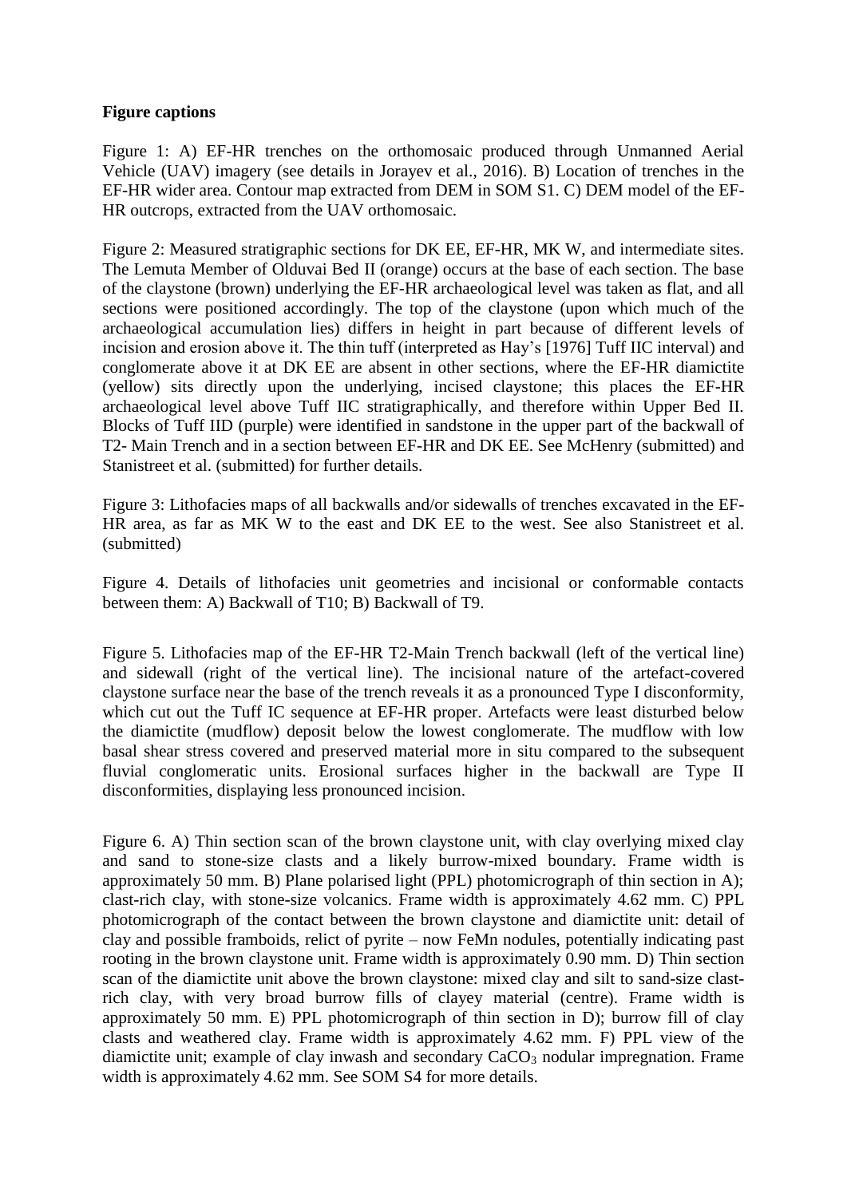**Figure captions**

Figure 1: A) EF-HR trenches on the orthomosaic produced through Unmanned Aerial Vehicle (UAV) imagery (see details in Jorayev et al., 2016). B) Location of trenches in the EF-HR wider area. Contour map extracted from DEM in SOM S1. C) DEM model of the EF-HR outcrops, extracted from the UAV orthomosaic.

Figure 2: Measured stratigraphic sections for DK EE, EF-HR, MK W, and intermediate sites. The Lemuta Member of Olduvai Bed II (orange) occurs at the base of each section. The base of the claystone (brown) underlying the EF-HR archaeological level was taken as flat, and all sections were positioned accordingly. The top of the claystone (upon which much of the archaeological accumulation lies) differs in height in part because of different levels of incision and erosion above it. The thin tuff (interpreted as Hay's [1976] Tuff IIC interval) and conglomerate above it at DK EE are absent in other sections, where the EF-HR diamictite (yellow) sits directly upon the underlying, incised claystone; this places the EF-HR archaeological level above Tuff IIC stratigraphically, and therefore within Upper Bed II. Blocks of Tuff IID (purple) were identified in sandstone in the upper part of the backwall of T2- Main Trench and in a section between EF-HR and DK EE. See McHenry (submitted) and Stanistreet et al. (submitted) for further details.

Figure 3: Lithofacies maps of all backwalls and/or sidewalls of trenches excavated in the EF-HR area, as far as MK W to the east and DK EE to the west. See also Stanistreet et al. (submitted)

Figure 4. Details of lithofacies unit geometries and incisional or conformable contacts between them: A) Backwall of T10; B) Backwall of T9.

Figure 5. Lithofacies map of the EF-HR T2-Main Trench backwall (left of the vertical line) and sidewall (right of the vertical line). The incisional nature of the artefact-covered claystone surface near the base of the trench reveals it as a pronounced Type I disconformity, which cut out the Tuff IC sequence at EF-HR proper. Artefacts were least disturbed below the diamictite (mudflow) deposit below the lowest conglomerate. The mudflow with low basal shear stress covered and preserved material more in situ compared to the subsequent fluvial conglomeratic units. Erosional surfaces higher in the backwall are Type II disconformities, displaying less pronounced incision.

Figure 6. A) Thin section scan of the brown claystone unit, with clay overlying mixed clay and sand to stone-size clasts and a likely burrow-mixed boundary. Frame width is approximately 50 mm. B) Plane polarised light (PPL) photomicrograph of thin section in A); clast-rich clay, with stone-size volcanics. Frame width is approximately 4.62 mm. C) PPL photomicrograph of the contact between the brown claystone and diamictite unit: detail of clay and possible framboids, relict of pyrite – now FeMn nodules, potentially indicating past rooting in the brown claystone unit. Frame width is approximately 0.90 mm. D) Thin section scan of the diamictite unit above the brown claystone: mixed clay and silt to sand-size clast-rich clay, with very broad burrow fills of clayey material (centre). Frame width is approximately 50 mm. E) PPL photomicrograph of thin section in D); burrow fill of clay clasts and weathered clay. Frame width is approximately 4.62 mm. F) PPL view of the diamictite unit; example of clay inwash and secondary $CaCO_3$ nodular impregnation. Frame width is approximately 4.62 mm. See SOM S4 for more details.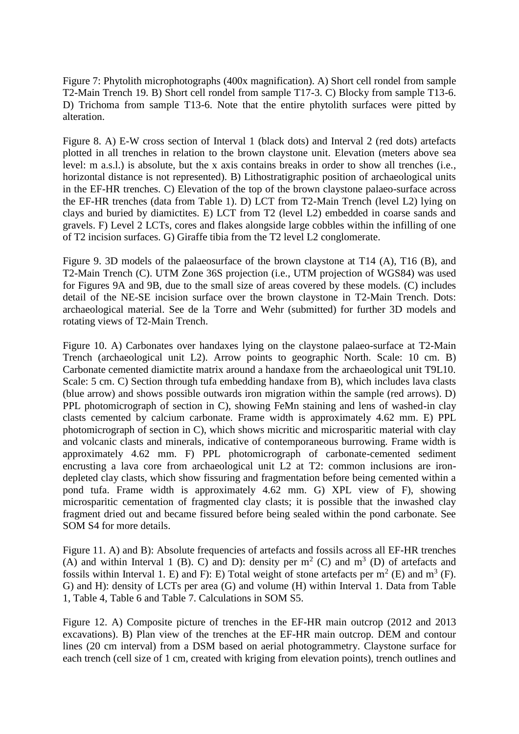Figure 7: Phytolith microphotographs (400x magnification). A) Short cell rondel from sample T2-Main Trench 19. B) Short cell rondel from sample T17-3. C) Blocky from sample T13-6. D) Trichoma from sample T13-6. Note that the entire phytolith surfaces were pitted by alteration.

Figure 8. A) E-W cross section of Interval 1 (black dots) and Interval 2 (red dots) artefacts plotted in all trenches in relation to the brown claystone unit. Elevation (meters above sea level: m a.s.l.) is absolute, but the x axis contains breaks in order to show all trenches (i.e., horizontal distance is not represented). B) Lithostratigraphic position of archaeological units in the EF-HR trenches. C) Elevation of the top of the brown claystone palaeo-surface across the EF-HR trenches (data from Table 1). D) LCT from T2-Main Trench (level L2) lying on clays and buried by diamictites. E) LCT from T2 (level L2) embedded in coarse sands and gravels. F) Level 2 LCTs, cores and flakes alongside large cobbles within the infilling of one of T2 incision surfaces. G) Giraffe tibia from the T2 level L2 conglomerate.

Figure 9. 3D models of the palaeosurface of the brown claystone at T14 (A), T16 (B), and T2-Main Trench (C). UTM Zone 36S projection (i.e., UTM projection of WGS84) was used for Figures 9A and 9B, due to the small size of areas covered by these models. (C) includes detail of the NE-SE incision surface over the brown claystone in T2-Main Trench. Dots: archaeological material. See de la Torre and Wehr (submitted) for further 3D models and rotating views of T2-Main Trench.

Figure 10. A) Carbonates over handaxes lying on the claystone palaeo-surface at T2-Main Trench (archaeological unit L2). Arrow points to geographic North. Scale: 10 cm. B) Carbonate cemented diamictite matrix around a handaxe from the archaeological unit T9L10. Scale: 5 cm. C) Section through tufa embedding handaxe from B), which includes lava clasts (blue arrow) and shows possible outwards iron migration within the sample (red arrows). D) PPL photomicrograph of section in C), showing FeMn staining and lens of washed-in clay clasts cemented by calcium carbonate. Frame width is approximately 4.62 mm. E) PPL photomicrograph of section in C), which shows micritic and microsparitic material with clay and volcanic clasts and minerals, indicative of contemporaneous burrowing. Frame width is approximately 4.62 mm. F) PPL photomicrograph of carbonate-cemented sediment encrusting a lava core from archaeological unit L2 at T2: common inclusions are iron-depleted clay clasts, which show fissuring and fragmentation before being cemented within a pond tufa. Frame width is approximately 4.62 mm. G) XPL view of F), showing microsparitic cementation of fragmented clay clasts; it is possible that the inwashed clay fragment dried out and became fissured before being sealed within the pond carbonate. See SOM S4 for more details.

Figure 11. A) and B): Absolute frequencies of artefacts and fossils across all EF-HR trenches (A) and within Interval 1 (B). C) and D): density per $m^2$ (C) and $m^3$ (D) of artefacts and fossils within Interval 1. E) and F): E) Total weight of stone artefacts per $m^2$ (E) and $m^3$ (F). G) and H): density of LCTs per area (G) and volume (H) within Interval 1. Data from Table 1, Table 4, Table 6 and Table 7. Calculations in SOM S5.

Figure 12. A) Composite picture of trenches in the EF-HR main outcrop (2012 and 2013 excavations). B) Plan view of the trenches at the EF-HR main outcrop. DEM and contour lines (20 cm interval) from a DSM based on aerial photogrammetry. Claystone surface for each trench (cell size of 1 cm, created with kriging from elevation points), trench outlines and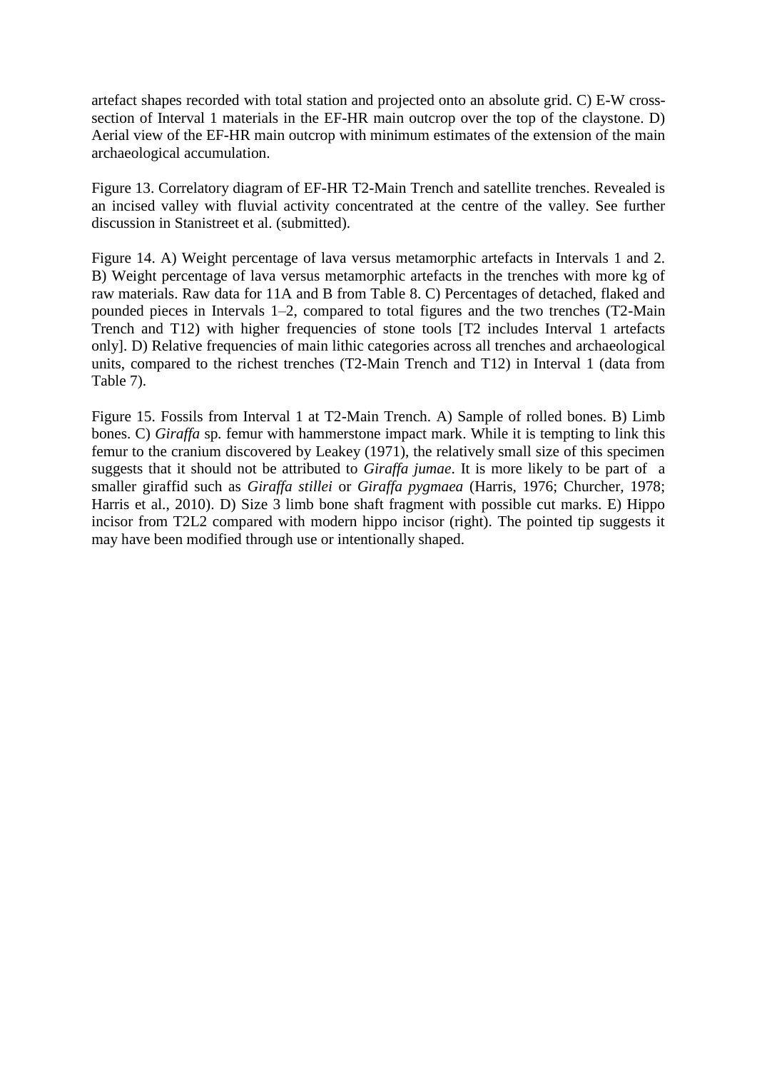artefact shapes recorded with total station and projected onto an absolute grid. C) E-W cross-section of Interval 1 materials in the EF-HR main outcrop over the top of the claystone. D) Aerial view of the EF-HR main outcrop with minimum estimates of the extension of the main archaeological accumulation.

Figure 13. Correlatory diagram of EF-HR T2-Main Trench and satellite trenches. Revealed is an incised valley with fluvial activity concentrated at the centre of the valley. See further discussion in Stanistreet et al. (submitted).

Figure 14. A) Weight percentage of lava versus metamorphic artefacts in Intervals 1 and 2. B) Weight percentage of lava versus metamorphic artefacts in the trenches with more kg of raw materials. Raw data for 11A and B from Table 8. C) Percentages of detached, flaked and pounded pieces in Intervals 1–2, compared to total figures and the two trenches (T2-Main Trench and T12) with higher frequencies of stone tools [T2 includes Interval 1 artefacts only]. D) Relative frequencies of main lithic categories across all trenches and archaeological units, compared to the richest trenches (T2-Main Trench and T12) in Interval 1 (data from Table 7).

Figure 15. Fossils from Interval 1 at T2-Main Trench. A) Sample of rolled bones. B) Limb bones. C) *Giraffa* sp. femur with hammerstone impact mark. While it is tempting to link this femur to the cranium discovered by Leakey (1971), the relatively small size of this specimen suggests that it should not be attributed to *Giraffa jumae*. It is more likely to be part of a smaller giraffid such as *Giraffa stillei* or *Giraffa pygmaea* (Harris, 1976; Churcher, 1978; Harris et al., 2010). D) Size 3 limb bone shaft fragment with possible cut marks. E) Hippo incisor from T2L2 compared with modern hippo incisor (right). The pointed tip suggests it may have been modified through use or intentionally shaped.